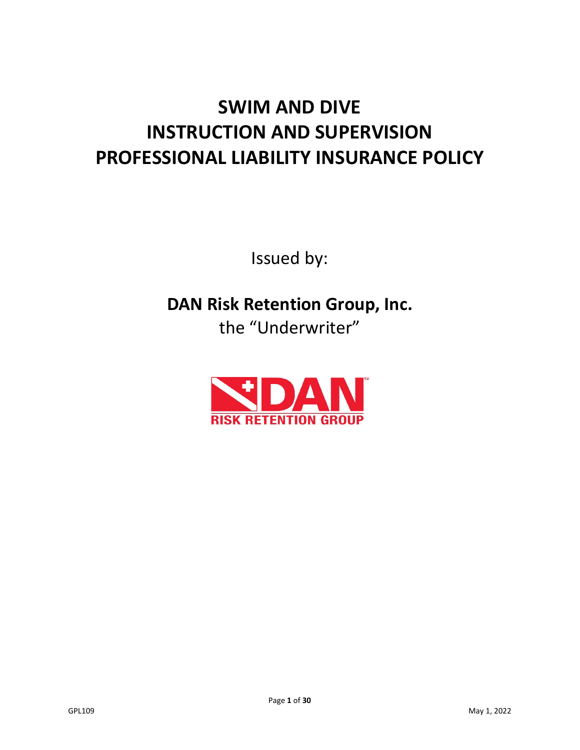# SWIM AND DIVE INSTRUCTION AND SUPERVISION PROFESSIONAL LIABILITY INSURANCE POLICY

Issued by:

**DAN Risk Retention Group, Inc.**

the "Underwriter"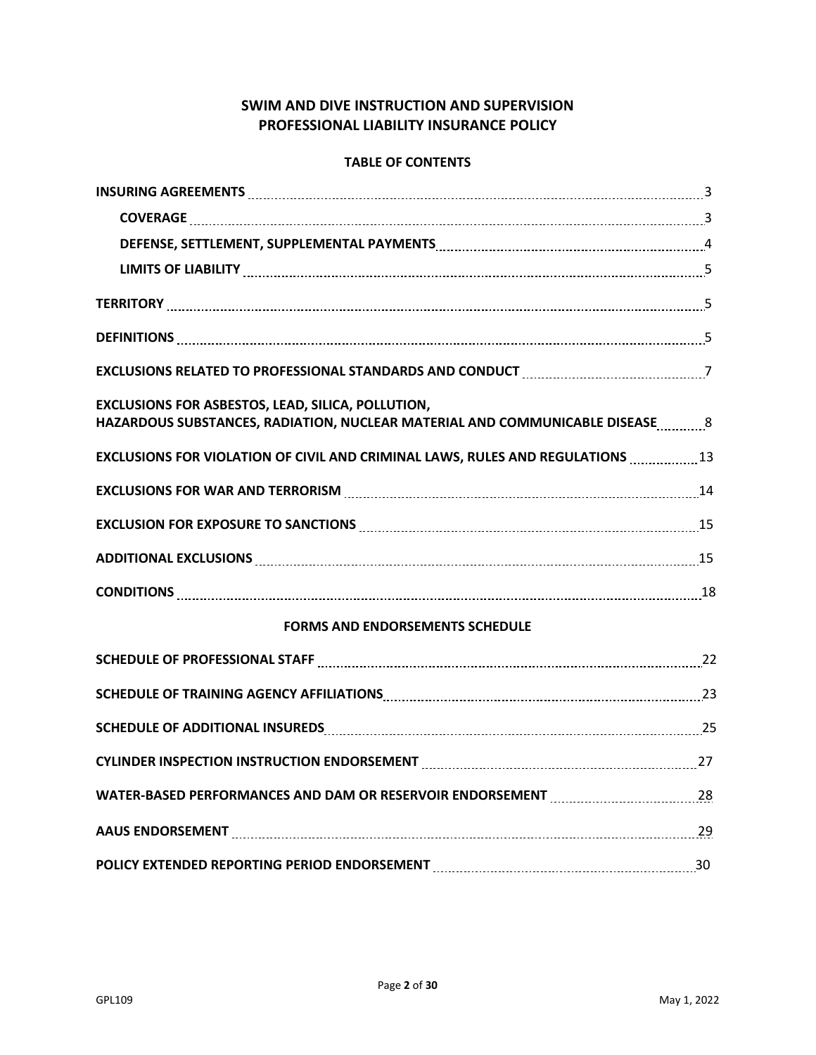# SWIM AND DIVE INSTRUCTION AND SUPERVISION PROFESSIONAL LIABILITY INSURANCE POLICY

## TABLE OF CONTENTS

| | |
|---|---|
| **INSURING AGREEMENTS** | 3 |
| &nbsp;&nbsp;&nbsp;&nbsp;**COVERAGE** | 3 |
| &nbsp;&nbsp;&nbsp;&nbsp;**DEFENSE, SETTLEMENT, SUPPLEMENTAL PAYMENTS** | 4 |
| &nbsp;&nbsp;&nbsp;&nbsp;**LIMITS OF LIABILITY** | 5 |
| **TERRITORY** | 5 |
| **DEFINITIONS** | 5 |
| **EXCLUSIONS RELATED TO PROFESSIONAL STANDARDS AND CONDUCT** | 7 |
| **EXCLUSIONS FOR ASBESTOS, LEAD, SILICA, POLLUTION, HAZARDOUS SUBSTANCES, RADIATION, NUCLEAR MATERIAL AND COMMUNICABLE DISEASE** | 8 |
| **EXCLUSIONS FOR VIOLATION OF CIVIL AND CRIMINAL LAWS, RULES AND REGULATIONS** | 13 |
| **EXCLUSIONS FOR WAR AND TERRORISM** | 14 |
| **EXCLUSION FOR EXPOSURE TO SANCTIONS** | 15 |
| **ADDITIONAL EXCLUSIONS** | 15 |
| **CONDITIONS** | 18 |

## FORMS AND ENDORSEMENTS SCHEDULE

| | |
|---|---|
| **SCHEDULE OF PROFESSIONAL STAFF** | 22 |
| **SCHEDULE OF TRAINING AGENCY AFFILIATIONS** | 23 |
| **SCHEDULE OF ADDITIONAL INSUREDS** | 25 |
| **CYLINDER INSPECTION INSTRUCTION ENDORSEMENT** | 27 |
| **WATER-BASED PERFORMANCES AND DAM OR RESERVOIR ENDORSEMENT** | 28 |
| **AAUS ENDORSEMENT** | 29 |
| **POLICY EXTENDED REPORTING PERIOD ENDORSEMENT** | 30 |

GPL109 May 1, 2022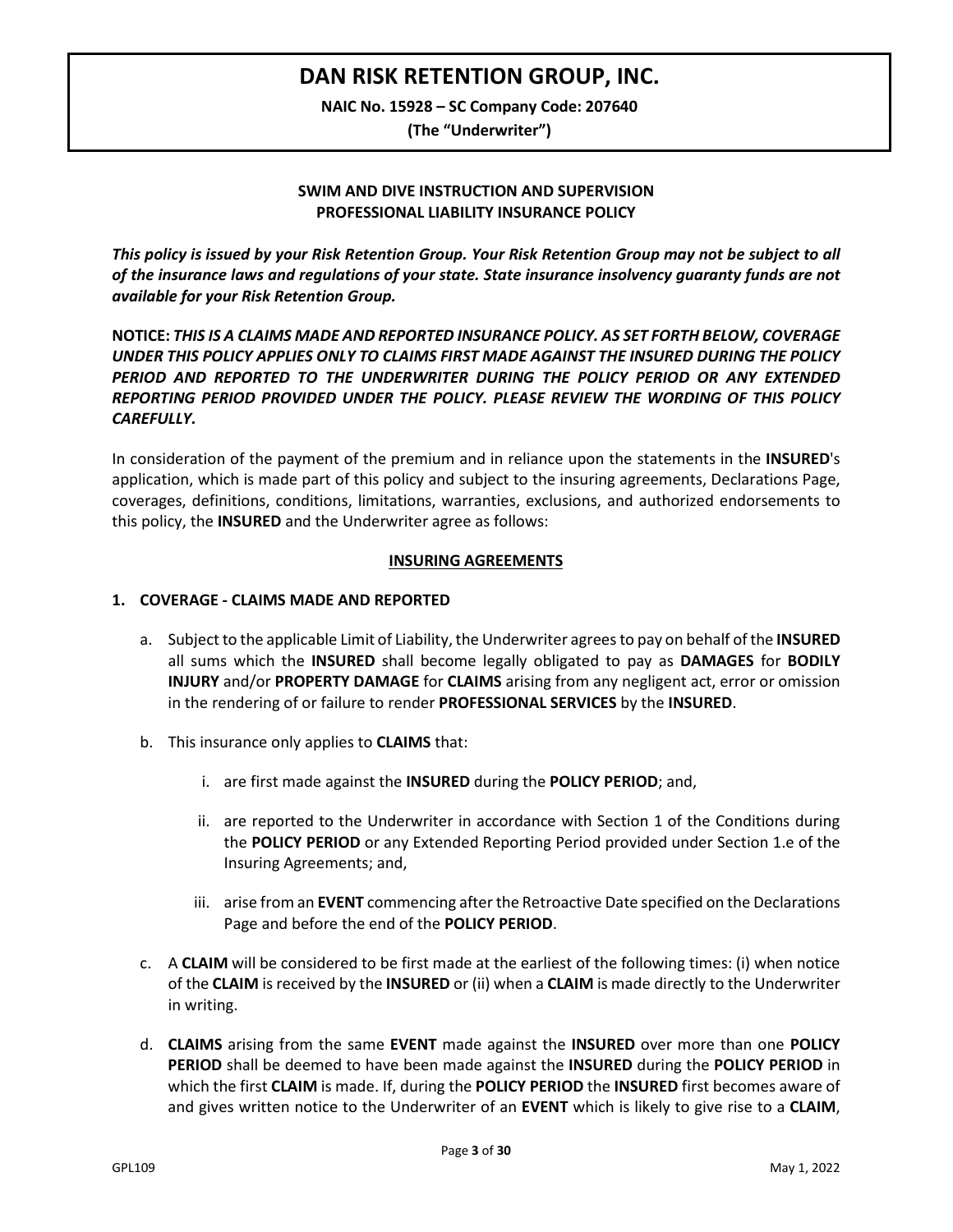# DAN RISK RETENTION GROUP, INC.

**NAIC No. 15928 – SC Company Code: 207640**

**(The "Underwriter")**

## SWIM AND DIVE INSTRUCTION AND SUPERVISION PROFESSIONAL LIABILITY INSURANCE POLICY

***This policy is issued by your Risk Retention Group. Your Risk Retention Group may not be subject to all of the insurance laws and regulations of your state. State insurance insolvency guaranty funds are not available for your Risk Retention Group.***

**NOTICE:** ***THIS IS A CLAIMS MADE AND REPORTED INSURANCE POLICY. AS SET FORTH BELOW, COVERAGE UNDER THIS POLICY APPLIES ONLY TO CLAIMS FIRST MADE AGAINST THE INSURED DURING THE POLICY PERIOD AND REPORTED TO THE UNDERWRITER DURING THE POLICY PERIOD OR ANY EXTENDED REPORTING PERIOD PROVIDED UNDER THE POLICY. PLEASE REVIEW THE WORDING OF THIS POLICY CAREFULLY.***

In consideration of the payment of the premium and in reliance upon the statements in the **INSURED**'s application, which is made part of this policy and subject to the insuring agreements, Declarations Page, coverages, definitions, conditions, limitations, warranties, exclusions, and authorized endorsements to this policy, the **INSURED** and the Underwriter agree as follows:

## INSURING AGREEMENTS

### 1. COVERAGE - CLAIMS MADE AND REPORTED

a. Subject to the applicable Limit of Liability, the Underwriter agrees to pay on behalf of the **INSURED** all sums which the **INSURED** shall become legally obligated to pay as **DAMAGES** for **BODILY INJURY** and/or **PROPERTY DAMAGE** for **CLAIMS** arising from any negligent act, error or omission in the rendering of or failure to render **PROFESSIONAL SERVICES** by the **INSURED**.

b. This insurance only applies to **CLAIMS** that:

   i. are first made against the **INSURED** during the **POLICY PERIOD**; and,

   ii. are reported to the Underwriter in accordance with Section 1 of the Conditions during the **POLICY PERIOD** or any Extended Reporting Period provided under Section 1.e of the Insuring Agreements; and,

   iii. arise from an **EVENT** commencing after the Retroactive Date specified on the Declarations Page and before the end of the **POLICY PERIOD**.

c. A **CLAIM** will be considered to be first made at the earliest of the following times: (i) when notice of the **CLAIM** is received by the **INSURED** or (ii) when a **CLAIM** is made directly to the Underwriter in writing.

d. **CLAIMS** arising from the same **EVENT** made against the **INSURED** over more than one **POLICY PERIOD** shall be deemed to have been made against the **INSURED** during the **POLICY PERIOD** in which the first **CLAIM** is made. If, during the **POLICY PERIOD** the **INSURED** first becomes aware of and gives written notice to the Underwriter of an **EVENT** which is likely to give rise to a **CLAIM**,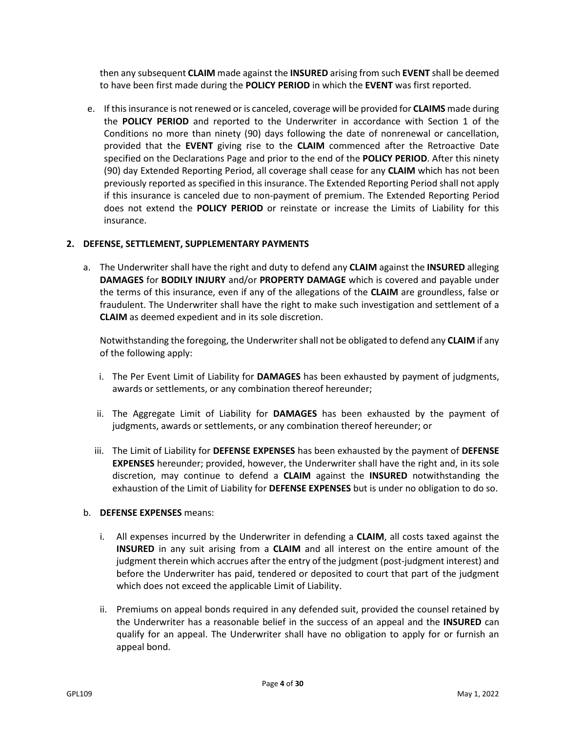then any subsequent **CLAIM** made against the **INSURED** arising from such **EVENT** shall be deemed to have been first made during the **POLICY PERIOD** in which the **EVENT** was first reported.

e. If this insurance is not renewed or is canceled, coverage will be provided for **CLAIMS** made during the **POLICY PERIOD** and reported to the Underwriter in accordance with Section 1 of the Conditions no more than ninety (90) days following the date of nonrenewal or cancellation, provided that the **EVENT** giving rise to the **CLAIM** commenced after the Retroactive Date specified on the Declarations Page and prior to the end of the **POLICY PERIOD**. After this ninety (90) day Extended Reporting Period, all coverage shall cease for any **CLAIM** which has not been previously reported as specified in this insurance. The Extended Reporting Period shall not apply if this insurance is canceled due to non-payment of premium. The Extended Reporting Period does not extend the **POLICY PERIOD** or reinstate or increase the Limits of Liability for this insurance.

**2. DEFENSE, SETTLEMENT, SUPPLEMENTARY PAYMENTS**

a. The Underwriter shall have the right and duty to defend any **CLAIM** against the **INSURED** alleging **DAMAGES** for **BODILY INJURY** and/or **PROPERTY DAMAGE** which is covered and payable under the terms of this insurance, even if any of the allegations of the **CLAIM** are groundless, false or fraudulent. The Underwriter shall have the right to make such investigation and settlement of a **CLAIM** as deemed expedient and in its sole discretion.

   Notwithstanding the foregoing, the Underwriter shall not be obligated to defend any **CLAIM** if any of the following apply:

   i. The Per Event Limit of Liability for **DAMAGES** has been exhausted by payment of judgments, awards or settlements, or any combination thereof hereunder;

   ii. The Aggregate Limit of Liability for **DAMAGES** has been exhausted by the payment of judgments, awards or settlements, or any combination thereof hereunder; or

   iii. The Limit of Liability for **DEFENSE EXPENSES** has been exhausted by the payment of **DEFENSE EXPENSES** hereunder; provided, however, the Underwriter shall have the right and, in its sole discretion, may continue to defend a **CLAIM** against the **INSURED** notwithstanding the exhaustion of the Limit of Liability for **DEFENSE EXPENSES** but is under no obligation to do so.

b. **DEFENSE EXPENSES** means:

   i. All expenses incurred by the Underwriter in defending a **CLAIM**, all costs taxed against the **INSURED** in any suit arising from a **CLAIM** and all interest on the entire amount of the judgment therein which accrues after the entry of the judgment (post-judgment interest) and before the Underwriter has paid, tendered or deposited to court that part of the judgment which does not exceed the applicable Limit of Liability.

   ii. Premiums on appeal bonds required in any defended suit, provided the counsel retained by the Underwriter has a reasonable belief in the success of an appeal and the **INSURED** can qualify for an appeal. The Underwriter shall have no obligation to apply for or furnish an appeal bond.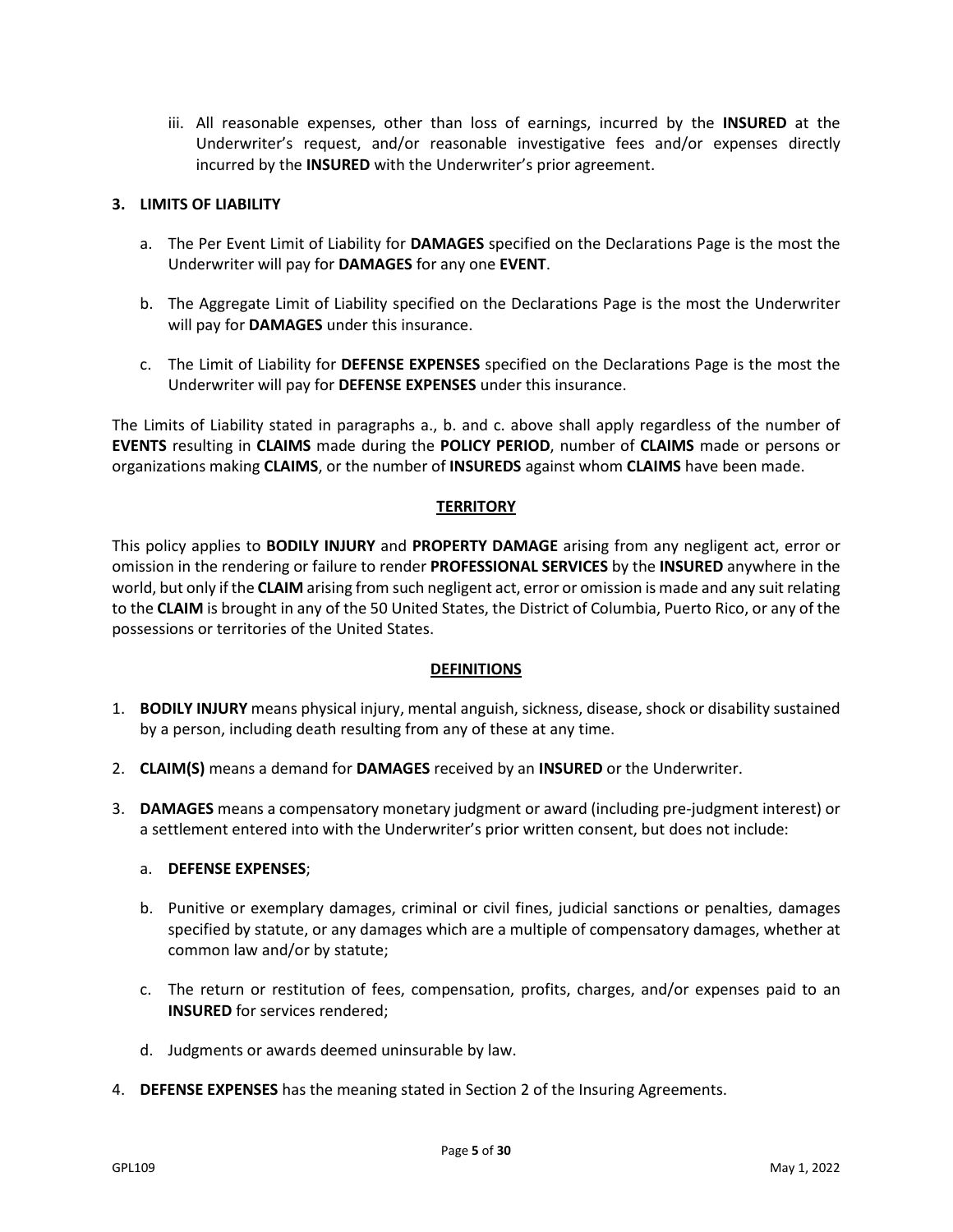iii. All reasonable expenses, other than loss of earnings, incurred by the **INSURED** at the Underwriter's request, and/or reasonable investigative fees and/or expenses directly incurred by the **INSURED** with the Underwriter's prior agreement.

**3. LIMITS OF LIABILITY**

a. The Per Event Limit of Liability for **DAMAGES** specified on the Declarations Page is the most the Underwriter will pay for **DAMAGES** for any one **EVENT**.

b. The Aggregate Limit of Liability specified on the Declarations Page is the most the Underwriter will pay for **DAMAGES** under this insurance.

c. The Limit of Liability for **DEFENSE EXPENSES** specified on the Declarations Page is the most the Underwriter will pay for **DEFENSE EXPENSES** under this insurance.

The Limits of Liability stated in paragraphs a., b. and c. above shall apply regardless of the number of **EVENTS** resulting in **CLAIMS** made during the **POLICY PERIOD**, number of **CLAIMS** made or persons or organizations making **CLAIMS**, or the number of **INSUREDS** against whom **CLAIMS** have been made.

## TERRITORY

This policy applies to **BODILY INJURY** and **PROPERTY DAMAGE** arising from any negligent act, error or omission in the rendering or failure to render **PROFESSIONAL SERVICES** by the **INSURED** anywhere in the world, but only if the **CLAIM** arising from such negligent act, error or omission is made and any suit relating to the **CLAIM** is brought in any of the 50 United States, the District of Columbia, Puerto Rico, or any of the possessions or territories of the United States.

## DEFINITIONS

1. **BODILY INJURY** means physical injury, mental anguish, sickness, disease, shock or disability sustained by a person, including death resulting from any of these at any time.

2. **CLAIM(S)** means a demand for **DAMAGES** received by an **INSURED** or the Underwriter.

3. **DAMAGES** means a compensatory monetary judgment or award (including pre-judgment interest) or a settlement entered into with the Underwriter's prior written consent, but does not include:

   a. **DEFENSE EXPENSES**;

   b. Punitive or exemplary damages, criminal or civil fines, judicial sanctions or penalties, damages specified by statute, or any damages which are a multiple of compensatory damages, whether at common law and/or by statute;

   c. The return or restitution of fees, compensation, profits, charges, and/or expenses paid to an **INSURED** for services rendered;

   d. Judgments or awards deemed uninsurable by law.

4. **DEFENSE EXPENSES** has the meaning stated in Section 2 of the Insuring Agreements.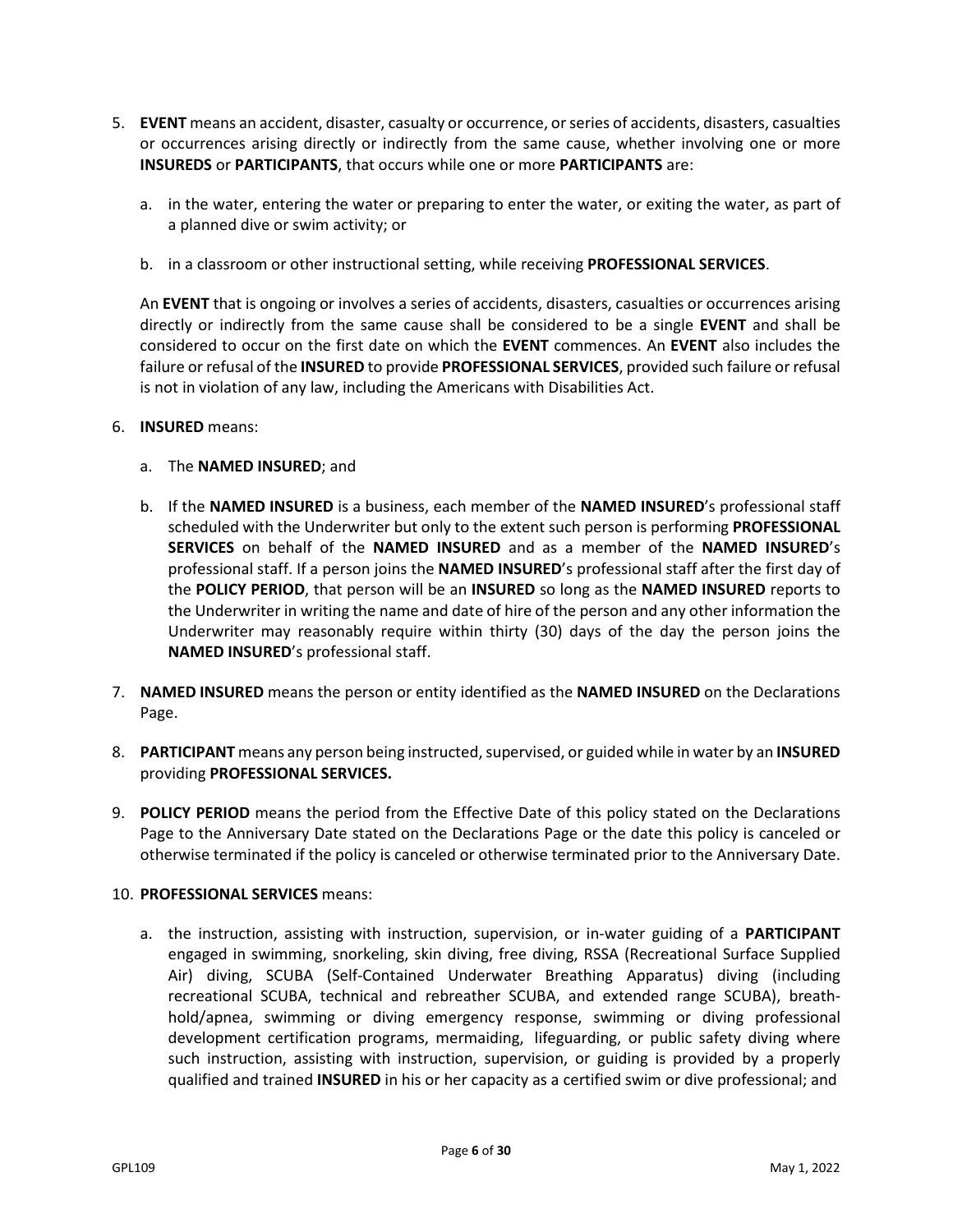5. **EVENT** means an accident, disaster, casualty or occurrence, or series of accidents, disasters, casualties or occurrences arising directly or indirectly from the same cause, whether involving one or more **INSUREDS** or **PARTICIPANTS**, that occurs while one or more **PARTICIPANTS** are:

   a. in the water, entering the water or preparing to enter the water, or exiting the water, as part of a planned dive or swim activity; or

   b. in a classroom or other instructional setting, while receiving **PROFESSIONAL SERVICES**.

   An **EVENT** that is ongoing or involves a series of accidents, disasters, casualties or occurrences arising directly or indirectly from the same cause shall be considered to be a single **EVENT** and shall be considered to occur on the first date on which the **EVENT** commences. An **EVENT** also includes the failure or refusal of the **INSURED** to provide **PROFESSIONAL SERVICES**, provided such failure or refusal is not in violation of any law, including the Americans with Disabilities Act.

6. **INSURED** means:

   a. The **NAMED INSURED**; and

   b. If the **NAMED INSURED** is a business, each member of the **NAMED INSURED**'s professional staff scheduled with the Underwriter but only to the extent such person is performing **PROFESSIONAL SERVICES** on behalf of the **NAMED INSURED** and as a member of the **NAMED INSURED**'s professional staff. If a person joins the **NAMED INSURED**'s professional staff after the first day of the **POLICY PERIOD**, that person will be an **INSURED** so long as the **NAMED INSURED** reports to the Underwriter in writing the name and date of hire of the person and any other information the Underwriter may reasonably require within thirty (30) days of the day the person joins the **NAMED INSURED**'s professional staff.

7. **NAMED INSURED** means the person or entity identified as the **NAMED INSURED** on the Declarations Page.

8. **PARTICIPANT** means any person being instructed, supervised, or guided while in water by an **INSURED** providing **PROFESSIONAL SERVICES.**

9. **POLICY PERIOD** means the period from the Effective Date of this policy stated on the Declarations Page to the Anniversary Date stated on the Declarations Page or the date this policy is canceled or otherwise terminated if the policy is canceled or otherwise terminated prior to the Anniversary Date.

10. **PROFESSIONAL SERVICES** means:

    a. the instruction, assisting with instruction, supervision, or in-water guiding of a **PARTICIPANT** engaged in swimming, snorkeling, skin diving, free diving, RSSA (Recreational Surface Supplied Air) diving, SCUBA (Self-Contained Underwater Breathing Apparatus) diving (including recreational SCUBA, technical and rebreather SCUBA, and extended range SCUBA), breath-hold/apnea, swimming or diving emergency response, swimming or diving professional development certification programs, mermaiding, lifeguarding, or public safety diving where such instruction, assisting with instruction, supervision, or guiding is provided by a properly qualified and trained **INSURED** in his or her capacity as a certified swim or dive professional; and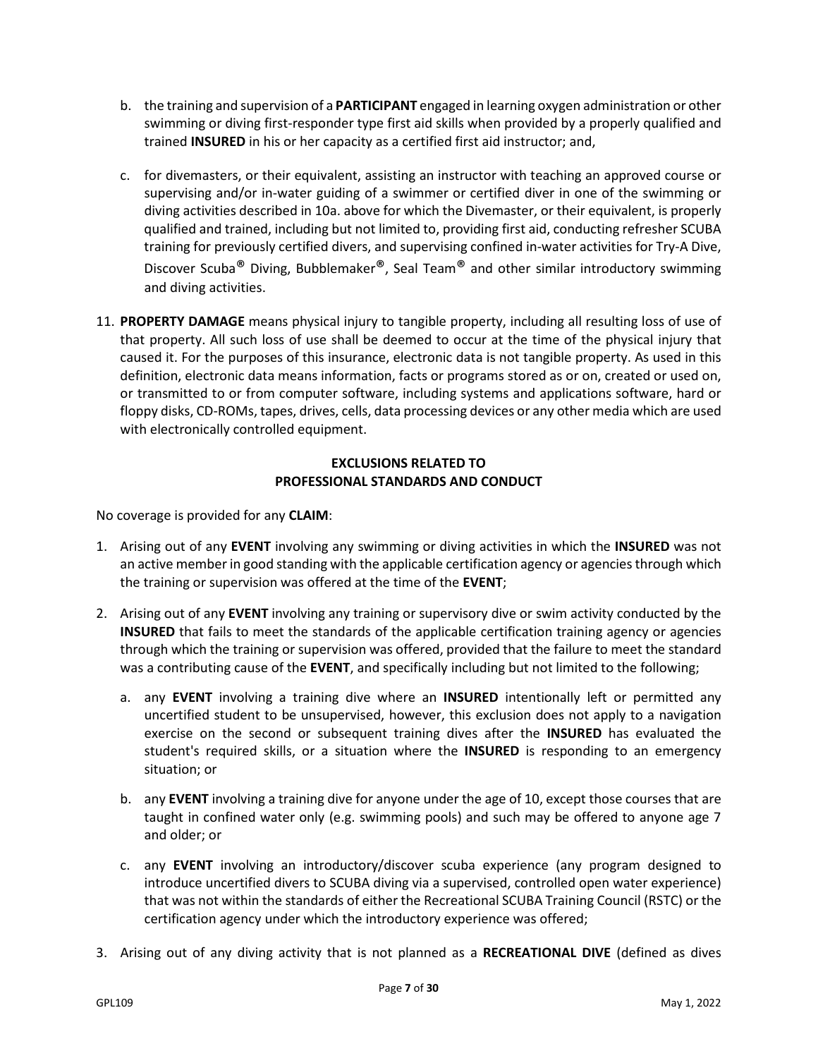b. the training and supervision of a **PARTICIPANT** engaged in learning oxygen administration or other swimming or diving first-responder type first aid skills when provided by a properly qualified and trained **INSURED** in his or her capacity as a certified first aid instructor; and,

c. for divemasters, or their equivalent, assisting an instructor with teaching an approved course or supervising and/or in-water guiding of a swimmer or certified diver in one of the swimming or diving activities described in 10a. above for which the Divemaster, or their equivalent, is properly qualified and trained, including but not limited to, providing first aid, conducting refresher SCUBA training for previously certified divers, and supervising confined in-water activities for Try-A Dive, Discover Scuba® Diving, Bubblemaker®, Seal Team® and other similar introductory swimming and diving activities.

11. **PROPERTY DAMAGE** means physical injury to tangible property, including all resulting loss of use of that property. All such loss of use shall be deemed to occur at the time of the physical injury that caused it. For the purposes of this insurance, electronic data is not tangible property. As used in this definition, electronic data means information, facts or programs stored as or on, created or used on, or transmitted to or from computer software, including systems and applications software, hard or floppy disks, CD-ROMs, tapes, drives, cells, data processing devices or any other media which are used with electronically controlled equipment.

**EXCLUSIONS RELATED TO PROFESSIONAL STANDARDS AND CONDUCT**

No coverage is provided for any **CLAIM**:

1. Arising out of any **EVENT** involving any swimming or diving activities in which the **INSURED** was not an active member in good standing with the applicable certification agency or agencies through which the training or supervision was offered at the time of the **EVENT**;

2. Arising out of any **EVENT** involving any training or supervisory dive or swim activity conducted by the **INSURED** that fails to meet the standards of the applicable certification training agency or agencies through which the training or supervision was offered, provided that the failure to meet the standard was a contributing cause of the **EVENT**, and specifically including but not limited to the following;

   a. any **EVENT** involving a training dive where an **INSURED** intentionally left or permitted any uncertified student to be unsupervised, however, this exclusion does not apply to a navigation exercise on the second or subsequent training dives after the **INSURED** has evaluated the student's required skills, or a situation where the **INSURED** is responding to an emergency situation; or

   b. any **EVENT** involving a training dive for anyone under the age of 10, except those courses that are taught in confined water only (e.g. swimming pools) and such may be offered to anyone age 7 and older; or

   c. any **EVENT** involving an introductory/discover scuba experience (any program designed to introduce uncertified divers to SCUBA diving via a supervised, controlled open water experience) that was not within the standards of either the Recreational SCUBA Training Council (RSTC) or the certification agency under which the introductory experience was offered;

3. Arising out of any diving activity that is not planned as a **RECREATIONAL DIVE** (defined as dives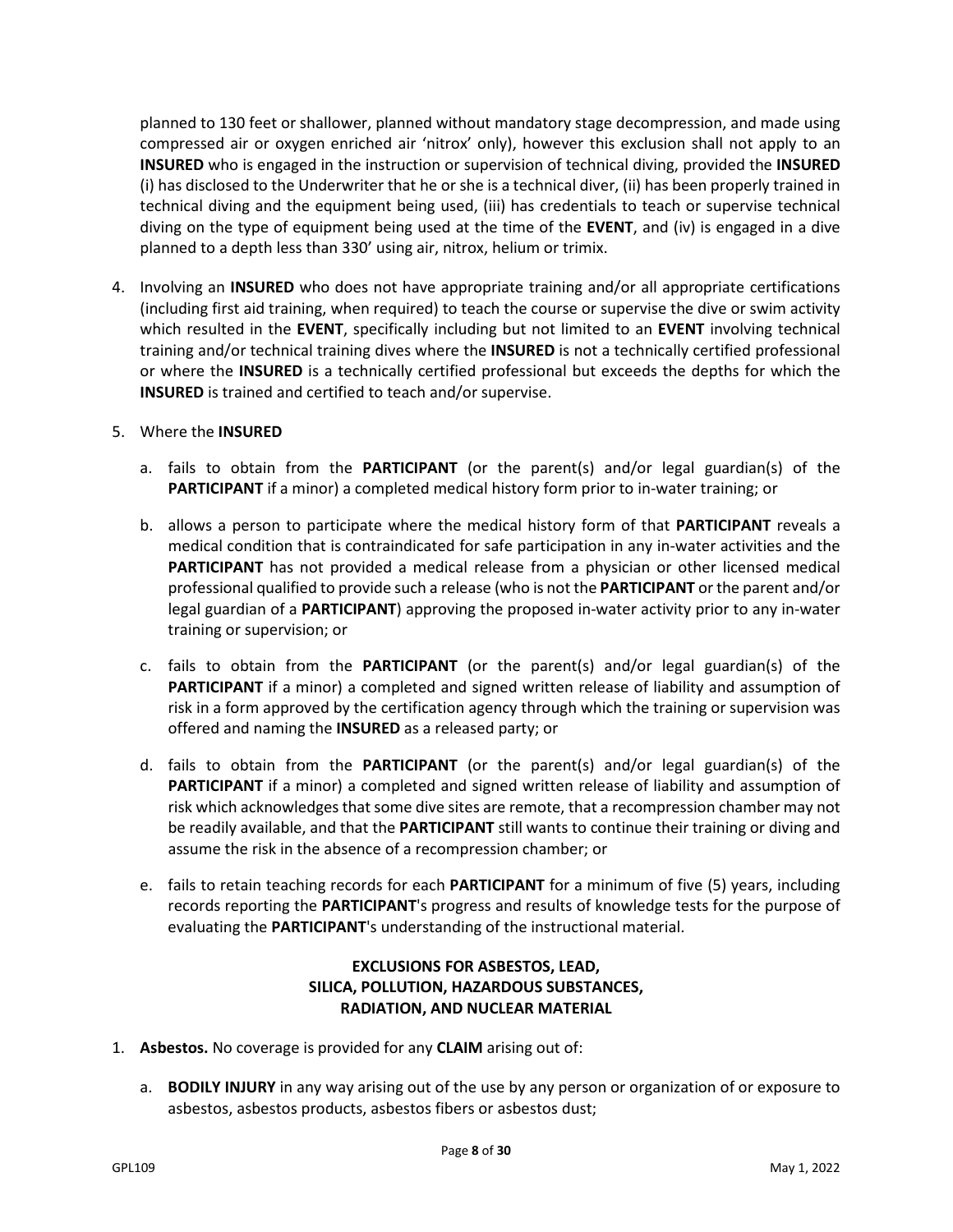planned to 130 feet or shallower, planned without mandatory stage decompression, and made using compressed air or oxygen enriched air 'nitrox' only), however this exclusion shall not apply to an **INSURED** who is engaged in the instruction or supervision of technical diving, provided the **INSURED** (i) has disclosed to the Underwriter that he or she is a technical diver, (ii) has been properly trained in technical diving and the equipment being used, (iii) has credentials to teach or supervise technical diving on the type of equipment being used at the time of the **EVENT**, and (iv) is engaged in a dive planned to a depth less than 330' using air, nitrox, helium or trimix.

4. Involving an **INSURED** who does not have appropriate training and/or all appropriate certifications (including first aid training, when required) to teach the course or supervise the dive or swim activity which resulted in the **EVENT**, specifically including but not limited to an **EVENT** involving technical training and/or technical training dives where the **INSURED** is not a technically certified professional or where the **INSURED** is a technically certified professional but exceeds the depths for which the **INSURED** is trained and certified to teach and/or supervise.

5. Where the **INSURED**

   a. fails to obtain from the **PARTICIPANT** (or the parent(s) and/or legal guardian(s) of the **PARTICIPANT** if a minor) a completed medical history form prior to in-water training; or

   b. allows a person to participate where the medical history form of that **PARTICIPANT** reveals a medical condition that is contraindicated for safe participation in any in-water activities and the **PARTICIPANT** has not provided a medical release from a physician or other licensed medical professional qualified to provide such a release (who is not the **PARTICIPANT** or the parent and/or legal guardian of a **PARTICIPANT**) approving the proposed in-water activity prior to any in-water training or supervision; or

   c. fails to obtain from the **PARTICIPANT** (or the parent(s) and/or legal guardian(s) of the **PARTICIPANT** if a minor) a completed and signed written release of liability and assumption of risk in a form approved by the certification agency through which the training or supervision was offered and naming the **INSURED** as a released party; or

   d. fails to obtain from the **PARTICIPANT** (or the parent(s) and/or legal guardian(s) of the **PARTICIPANT** if a minor) a completed and signed written release of liability and assumption of risk which acknowledges that some dive sites are remote, that a recompression chamber may not be readily available, and that the **PARTICIPANT** still wants to continue their training or diving and assume the risk in the absence of a recompression chamber; or

   e. fails to retain teaching records for each **PARTICIPANT** for a minimum of five (5) years, including records reporting the **PARTICIPANT**'s progress and results of knowledge tests for the purpose of evaluating the **PARTICIPANT**'s understanding of the instructional material.

## EXCLUSIONS FOR ASBESTOS, LEAD, SILICA, POLLUTION, HAZARDOUS SUBSTANCES, RADIATION, AND NUCLEAR MATERIAL

1. **Asbestos.** No coverage is provided for any **CLAIM** arising out of:

   a. **BODILY INJURY** in any way arising out of the use by any person or organization of or exposure to asbestos, asbestos products, asbestos fibers or asbestos dust;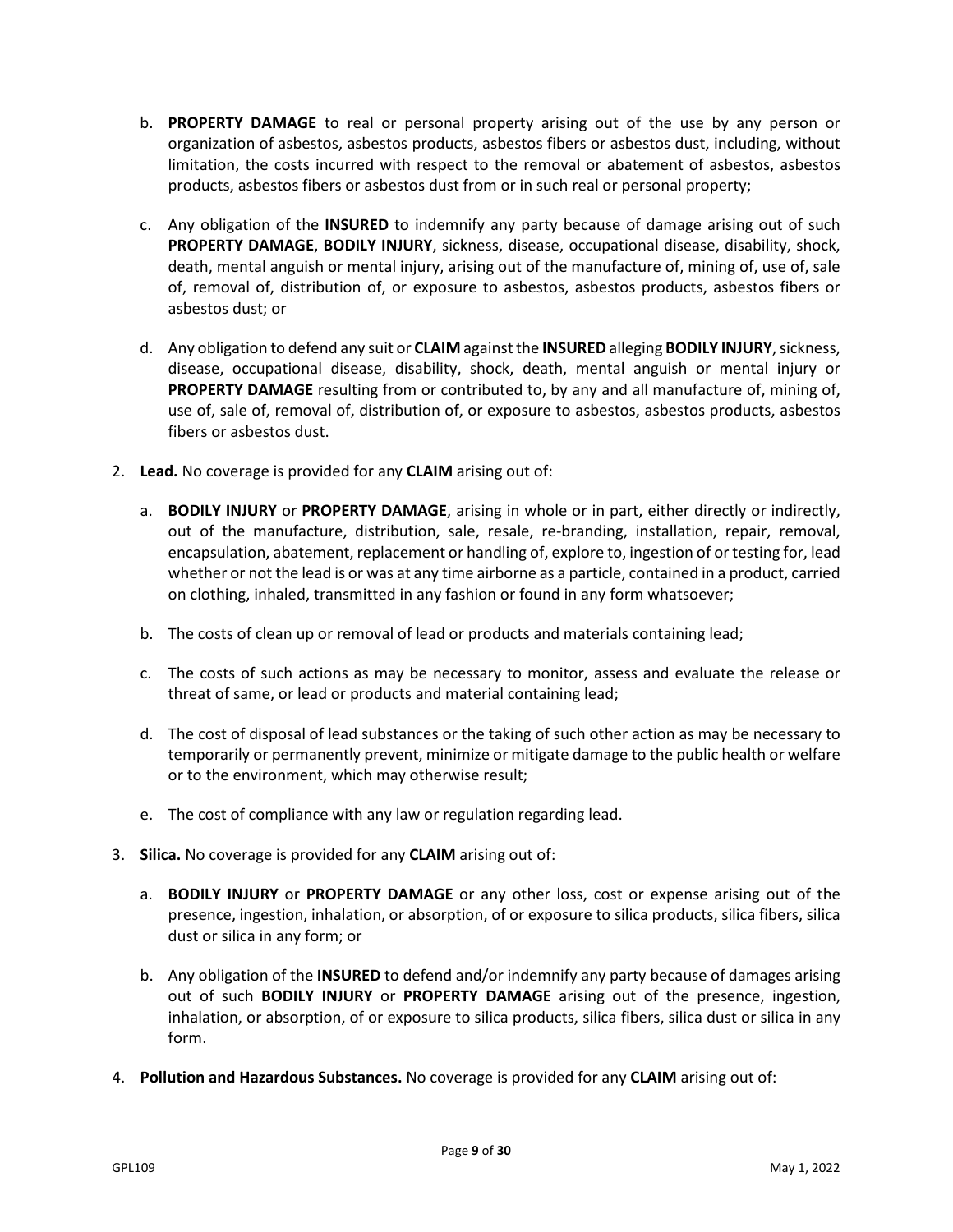b. **PROPERTY DAMAGE** to real or personal property arising out of the use by any person or organization of asbestos, asbestos products, asbestos fibers or asbestos dust, including, without limitation, the costs incurred with respect to the removal or abatement of asbestos, asbestos products, asbestos fibers or asbestos dust from or in such real or personal property;

c. Any obligation of the **INSURED** to indemnify any party because of damage arising out of such **PROPERTY DAMAGE**, **BODILY INJURY**, sickness, disease, occupational disease, disability, shock, death, mental anguish or mental injury, arising out of the manufacture of, mining of, use of, sale of, removal of, distribution of, or exposure to asbestos, asbestos products, asbestos fibers or asbestos dust; or

d. Any obligation to defend any suit or **CLAIM** against the **INSURED** alleging **BODILY INJURY**, sickness, disease, occupational disease, disability, shock, death, mental anguish or mental injury or **PROPERTY DAMAGE** resulting from or contributed to, by any and all manufacture of, mining of, use of, sale of, removal of, distribution of, or exposure to asbestos, asbestos products, asbestos fibers or asbestos dust.

2. **Lead.** No coverage is provided for any **CLAIM** arising out of:

   a. **BODILY INJURY** or **PROPERTY DAMAGE**, arising in whole or in part, either directly or indirectly, out of the manufacture, distribution, sale, resale, re-branding, installation, repair, removal, encapsulation, abatement, replacement or handling of, explore to, ingestion of or testing for, lead whether or not the lead is or was at any time airborne as a particle, contained in a product, carried on clothing, inhaled, transmitted in any fashion or found in any form whatsoever;

   b. The costs of clean up or removal of lead or products and materials containing lead;

   c. The costs of such actions as may be necessary to monitor, assess and evaluate the release or threat of same, or lead or products and material containing lead;

   d. The cost of disposal of lead substances or the taking of such other action as may be necessary to temporarily or permanently prevent, minimize or mitigate damage to the public health or welfare or to the environment, which may otherwise result;

   e. The cost of compliance with any law or regulation regarding lead.

3. **Silica.** No coverage is provided for any **CLAIM** arising out of:

   a. **BODILY INJURY** or **PROPERTY DAMAGE** or any other loss, cost or expense arising out of the presence, ingestion, inhalation, or absorption, of or exposure to silica products, silica fibers, silica dust or silica in any form; or

   b. Any obligation of the **INSURED** to defend and/or indemnify any party because of damages arising out of such **BODILY INJURY** or **PROPERTY DAMAGE** arising out of the presence, ingestion, inhalation, or absorption, of or exposure to silica products, silica fibers, silica dust or silica in any form.

4. **Pollution and Hazardous Substances.** No coverage is provided for any **CLAIM** arising out of: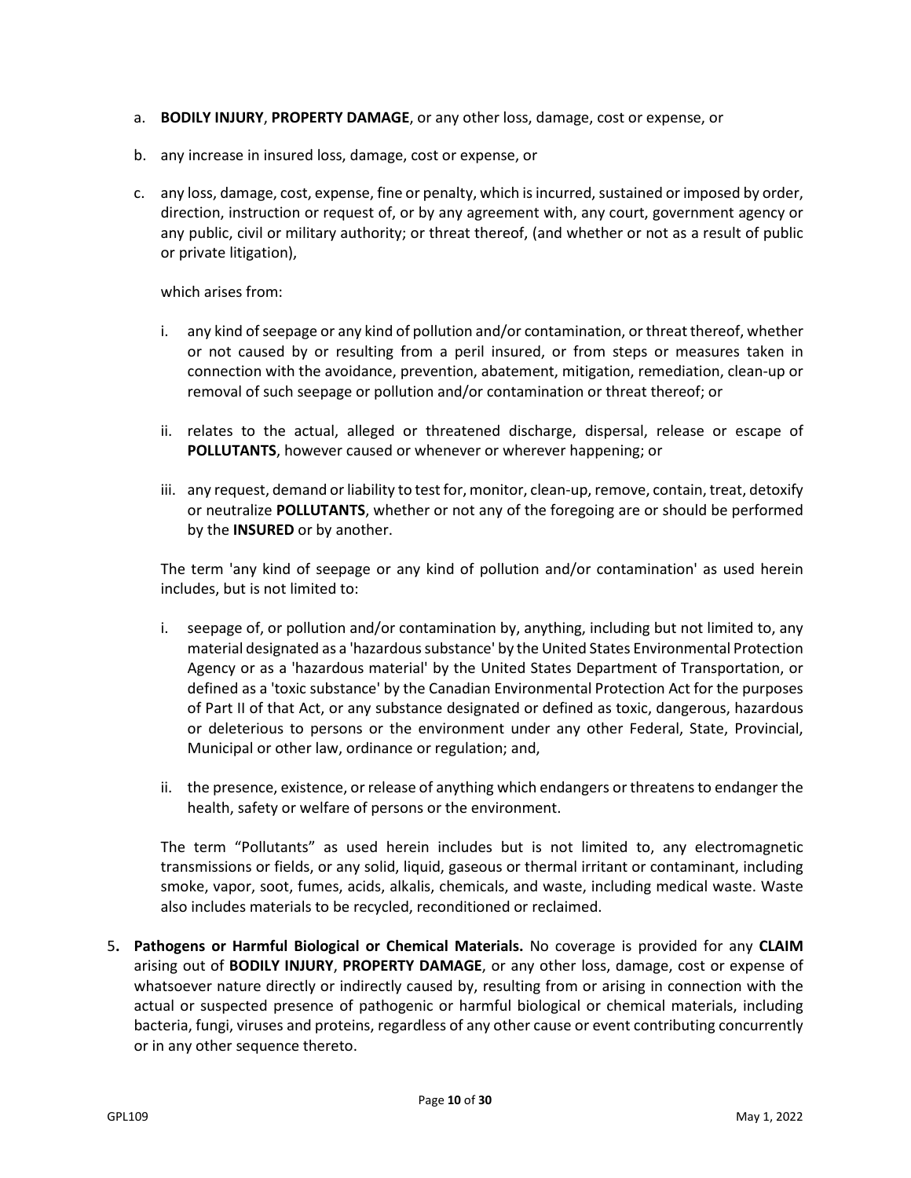a. **BODILY INJURY**, **PROPERTY DAMAGE**, or any other loss, damage, cost or expense, or

b. any increase in insured loss, damage, cost or expense, or

c. any loss, damage, cost, expense, fine or penalty, which is incurred, sustained or imposed by order, direction, instruction or request of, or by any agreement with, any court, government agency or any public, civil or military authority; or threat thereof, (and whether or not as a result of public or private litigation),

   which arises from:

   i. any kind of seepage or any kind of pollution and/or contamination, or threat thereof, whether or not caused by or resulting from a peril insured, or from steps or measures taken in connection with the avoidance, prevention, abatement, mitigation, remediation, clean-up or removal of such seepage or pollution and/or contamination or threat thereof; or

   ii. relates to the actual, alleged or threatened discharge, dispersal, release or escape of **POLLUTANTS**, however caused or whenever or wherever happening; or

   iii. any request, demand or liability to test for, monitor, clean-up, remove, contain, treat, detoxify or neutralize **POLLUTANTS**, whether or not any of the foregoing are or should be performed by the **INSURED** or by another.

   The term 'any kind of seepage or any kind of pollution and/or contamination' as used herein includes, but is not limited to:

   i. seepage of, or pollution and/or contamination by, anything, including but not limited to, any material designated as a 'hazardous substance' by the United States Environmental Protection Agency or as a 'hazardous material' by the United States Department of Transportation, or defined as a 'toxic substance' by the Canadian Environmental Protection Act for the purposes of Part II of that Act, or any substance designated or defined as toxic, dangerous, hazardous or deleterious to persons or the environment under any other Federal, State, Provincial, Municipal or other law, ordinance or regulation; and,

   ii. the presence, existence, or release of anything which endangers or threatens to endanger the health, safety or welfare of persons or the environment.

   The term "Pollutants" as used herein includes but is not limited to, any electromagnetic transmissions or fields, or any solid, liquid, gaseous or thermal irritant or contaminant, including smoke, vapor, soot, fumes, acids, alkalis, chemicals, and waste, including medical waste. Waste also includes materials to be recycled, reconditioned or reclaimed.

5. **Pathogens or Harmful Biological or Chemical Materials.** No coverage is provided for any **CLAIM** arising out of **BODILY INJURY**, **PROPERTY DAMAGE**, or any other loss, damage, cost or expense of whatsoever nature directly or indirectly caused by, resulting from or arising in connection with the actual or suspected presence of pathogenic or harmful biological or chemical materials, including bacteria, fungi, viruses and proteins, regardless of any other cause or event contributing concurrently or in any other sequence thereto.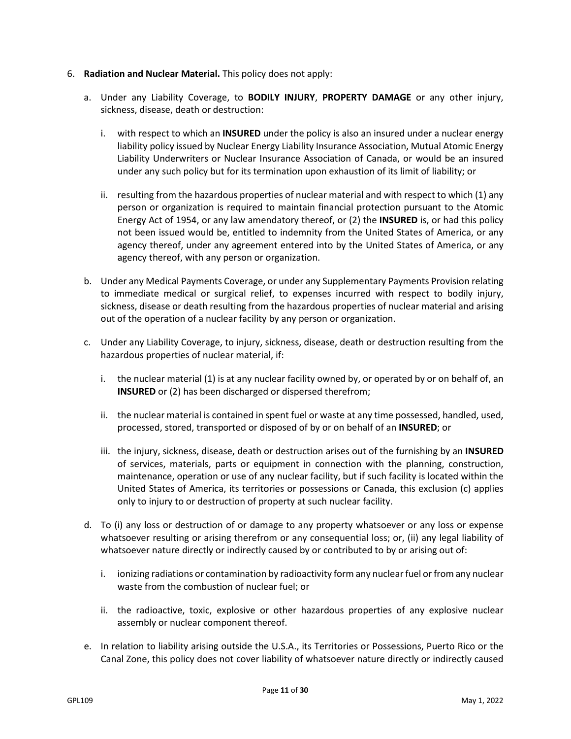6. **Radiation and Nuclear Material.** This policy does not apply:

   a. Under any Liability Coverage, to **BODILY INJURY**, **PROPERTY DAMAGE** or any other injury, sickness, disease, death or destruction:

      i. with respect to which an **INSURED** under the policy is also an insured under a nuclear energy liability policy issued by Nuclear Energy Liability Insurance Association, Mutual Atomic Energy Liability Underwriters or Nuclear Insurance Association of Canada, or would be an insured under any such policy but for its termination upon exhaustion of its limit of liability; or

      ii. resulting from the hazardous properties of nuclear material and with respect to which (1) any person or organization is required to maintain financial protection pursuant to the Atomic Energy Act of 1954, or any law amendatory thereof, or (2) the **INSURED** is, or had this policy not been issued would be, entitled to indemnity from the United States of America, or any agency thereof, under any agreement entered into by the United States of America, or any agency thereof, with any person or organization.

   b. Under any Medical Payments Coverage, or under any Supplementary Payments Provision relating to immediate medical or surgical relief, to expenses incurred with respect to bodily injury, sickness, disease or death resulting from the hazardous properties of nuclear material and arising out of the operation of a nuclear facility by any person or organization.

   c. Under any Liability Coverage, to injury, sickness, disease, death or destruction resulting from the hazardous properties of nuclear material, if:

      i. the nuclear material (1) is at any nuclear facility owned by, or operated by or on behalf of, an **INSURED** or (2) has been discharged or dispersed therefrom;

      ii. the nuclear material is contained in spent fuel or waste at any time possessed, handled, used, processed, stored, transported or disposed of by or on behalf of an **INSURED**; or

      iii. the injury, sickness, disease, death or destruction arises out of the furnishing by an **INSURED** of services, materials, parts or equipment in connection with the planning, construction, maintenance, operation or use of any nuclear facility, but if such facility is located within the United States of America, its territories or possessions or Canada, this exclusion (c) applies only to injury to or destruction of property at such nuclear facility.

   d. To (i) any loss or destruction of or damage to any property whatsoever or any loss or expense whatsoever resulting or arising therefrom or any consequential loss; or, (ii) any legal liability of whatsoever nature directly or indirectly caused by or contributed to by or arising out of:

      i. ionizing radiations or contamination by radioactivity form any nuclear fuel or from any nuclear waste from the combustion of nuclear fuel; or

      ii. the radioactive, toxic, explosive or other hazardous properties of any explosive nuclear assembly or nuclear component thereof.

   e. In relation to liability arising outside the U.S.A., its Territories or Possessions, Puerto Rico or the Canal Zone, this policy does not cover liability of whatsoever nature directly or indirectly caused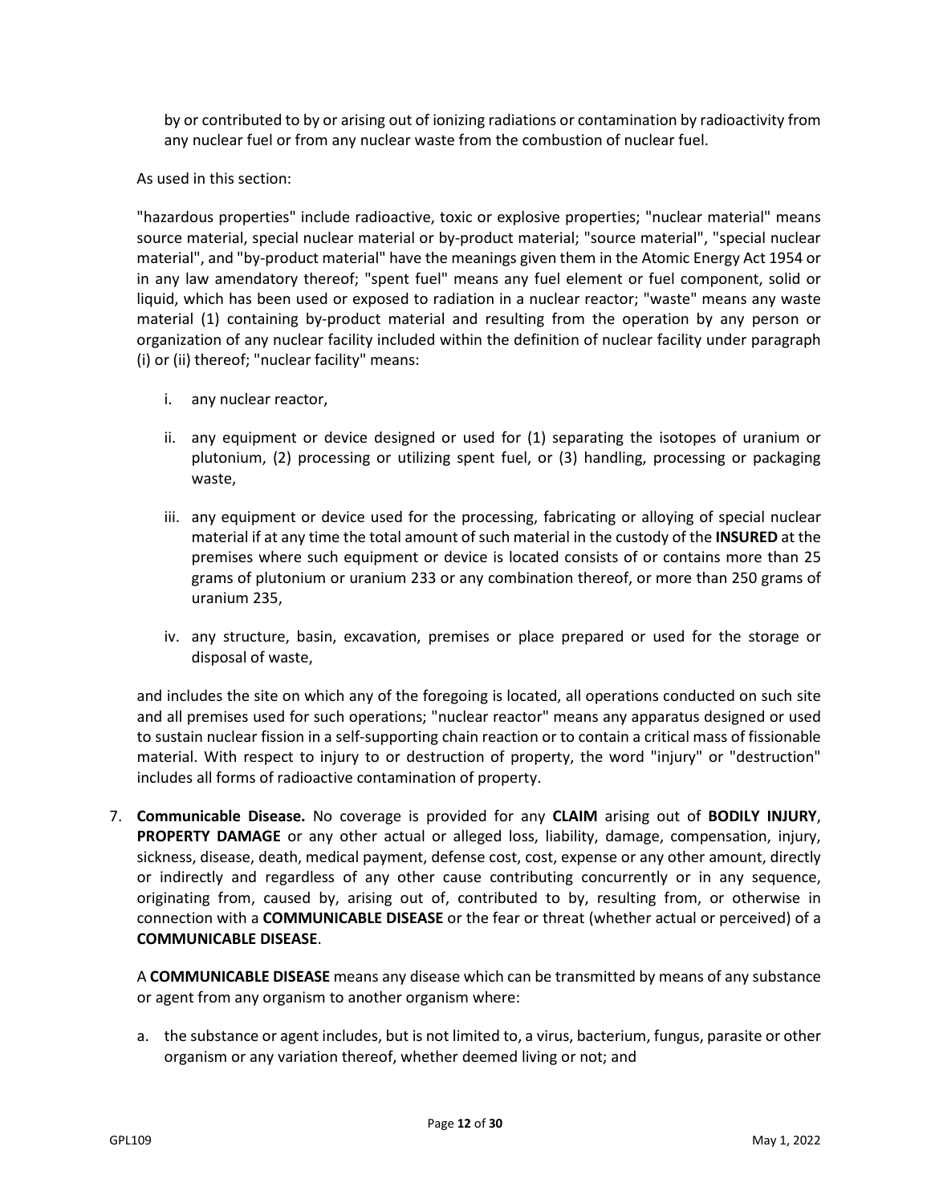by or contributed to by or arising out of ionizing radiations or contamination by radioactivity from any nuclear fuel or from any nuclear waste from the combustion of nuclear fuel.

As used in this section:

"hazardous properties" include radioactive, toxic or explosive properties; "nuclear material" means source material, special nuclear material or by-product material; "source material", "special nuclear material", and "by-product material" have the meanings given them in the Atomic Energy Act 1954 or in any law amendatory thereof; "spent fuel" means any fuel element or fuel component, solid or liquid, which has been used or exposed to radiation in a nuclear reactor; "waste" means any waste material (1) containing by-product material and resulting from the operation by any person or organization of any nuclear facility included within the definition of nuclear facility under paragraph (i) or (ii) thereof; "nuclear facility" means:

i. any nuclear reactor,

ii. any equipment or device designed or used for (1) separating the isotopes of uranium or plutonium, (2) processing or utilizing spent fuel, or (3) handling, processing or packaging waste,

iii. any equipment or device used for the processing, fabricating or alloying of special nuclear material if at any time the total amount of such material in the custody of the **INSURED** at the premises where such equipment or device is located consists of or contains more than 25 grams of plutonium or uranium 233 or any combination thereof, or more than 250 grams of uranium 235,

iv. any structure, basin, excavation, premises or place prepared or used for the storage or disposal of waste,

and includes the site on which any of the foregoing is located, all operations conducted on such site and all premises used for such operations; "nuclear reactor" means any apparatus designed or used to sustain nuclear fission in a self-supporting chain reaction or to contain a critical mass of fissionable material. With respect to injury to or destruction of property, the word "injury" or "destruction" includes all forms of radioactive contamination of property.

7. **Communicable Disease.** No coverage is provided for any **CLAIM** arising out of **BODILY INJURY**, **PROPERTY DAMAGE** or any other actual or alleged loss, liability, damage, compensation, injury, sickness, disease, death, medical payment, defense cost, cost, expense or any other amount, directly or indirectly and regardless of any other cause contributing concurrently or in any sequence, originating from, caused by, arising out of, contributed to by, resulting from, or otherwise in connection with a **COMMUNICABLE DISEASE** or the fear or threat (whether actual or perceived) of a **COMMUNICABLE DISEASE**.

   A **COMMUNICABLE DISEASE** means any disease which can be transmitted by means of any substance or agent from any organism to another organism where:

   a. the substance or agent includes, but is not limited to, a virus, bacterium, fungus, parasite or other organism or any variation thereof, whether deemed living or not; and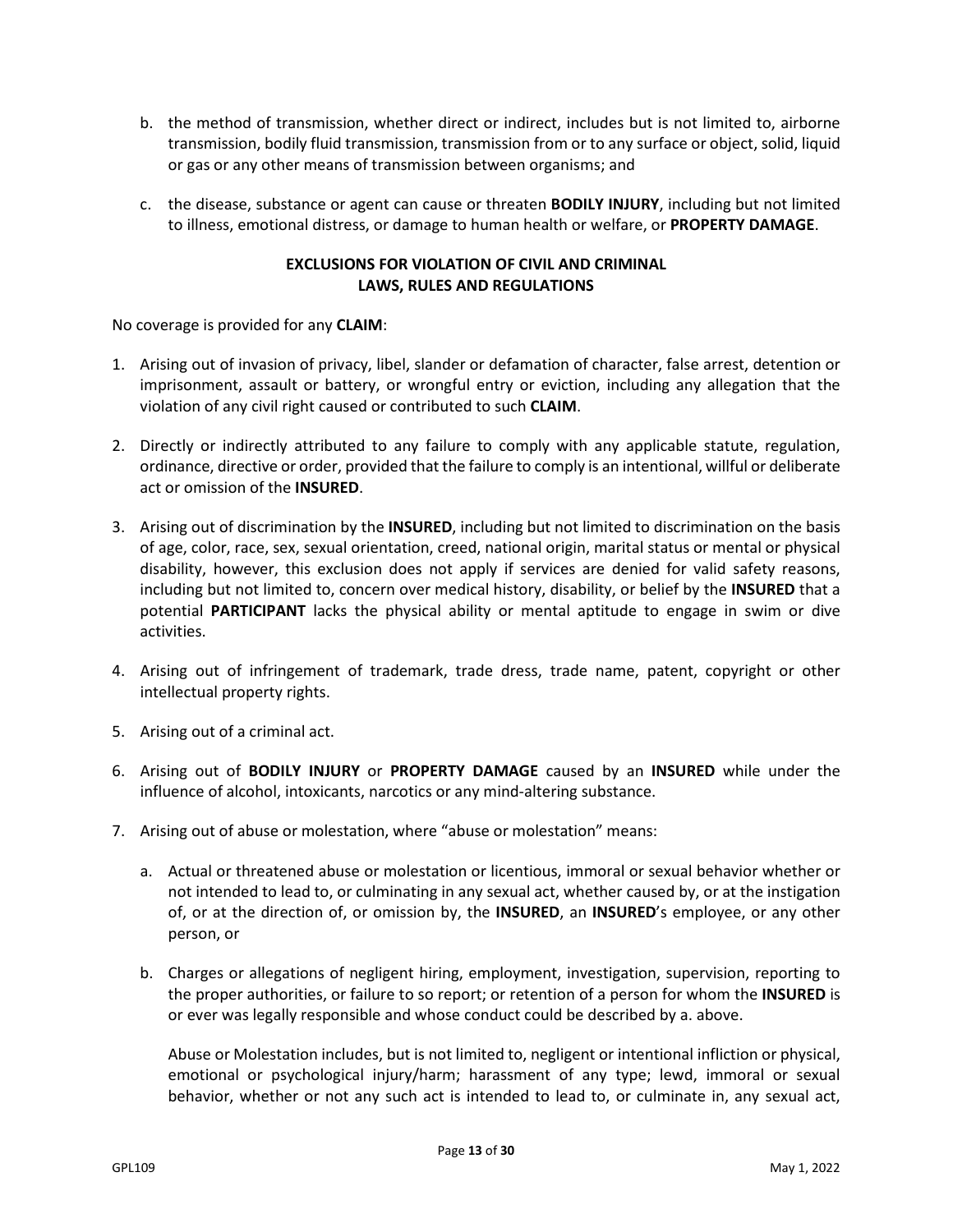b. the method of transmission, whether direct or indirect, includes but is not limited to, airborne transmission, bodily fluid transmission, transmission from or to any surface or object, solid, liquid or gas or any other means of transmission between organisms; and

c. the disease, substance or agent can cause or threaten **BODILY INJURY**, including but not limited to illness, emotional distress, or damage to human health or welfare, or **PROPERTY DAMAGE**.

## EXCLUSIONS FOR VIOLATION OF CIVIL AND CRIMINAL LAWS, RULES AND REGULATIONS

No coverage is provided for any **CLAIM**:

1. Arising out of invasion of privacy, libel, slander or defamation of character, false arrest, detention or imprisonment, assault or battery, or wrongful entry or eviction, including any allegation that the violation of any civil right caused or contributed to such **CLAIM**.

2. Directly or indirectly attributed to any failure to comply with any applicable statute, regulation, ordinance, directive or order, provided that the failure to comply is an intentional, willful or deliberate act or omission of the **INSURED**.

3. Arising out of discrimination by the **INSURED**, including but not limited to discrimination on the basis of age, color, race, sex, sexual orientation, creed, national origin, marital status or mental or physical disability, however, this exclusion does not apply if services are denied for valid safety reasons, including but not limited to, concern over medical history, disability, or belief by the **INSURED** that a potential **PARTICIPANT** lacks the physical ability or mental aptitude to engage in swim or dive activities.

4. Arising out of infringement of trademark, trade dress, trade name, patent, copyright or other intellectual property rights.

5. Arising out of a criminal act.

6. Arising out of **BODILY INJURY** or **PROPERTY DAMAGE** caused by an **INSURED** while under the influence of alcohol, intoxicants, narcotics or any mind-altering substance.

7. Arising out of abuse or molestation, where "abuse or molestation" means:

   a. Actual or threatened abuse or molestation or licentious, immoral or sexual behavior whether or not intended to lead to, or culminating in any sexual act, whether caused by, or at the instigation of, or at the direction of, or omission by, the **INSURED**, an **INSURED**'s employee, or any other person, or

   b. Charges or allegations of negligent hiring, employment, investigation, supervision, reporting to the proper authorities, or failure to so report; or retention of a person for whom the **INSURED** is or ever was legally responsible and whose conduct could be described by a. above.

   Abuse or Molestation includes, but is not limited to, negligent or intentional infliction or physical, emotional or psychological injury/harm; harassment of any type; lewd, immoral or sexual behavior, whether or not any such act is intended to lead to, or culminate in, any sexual act,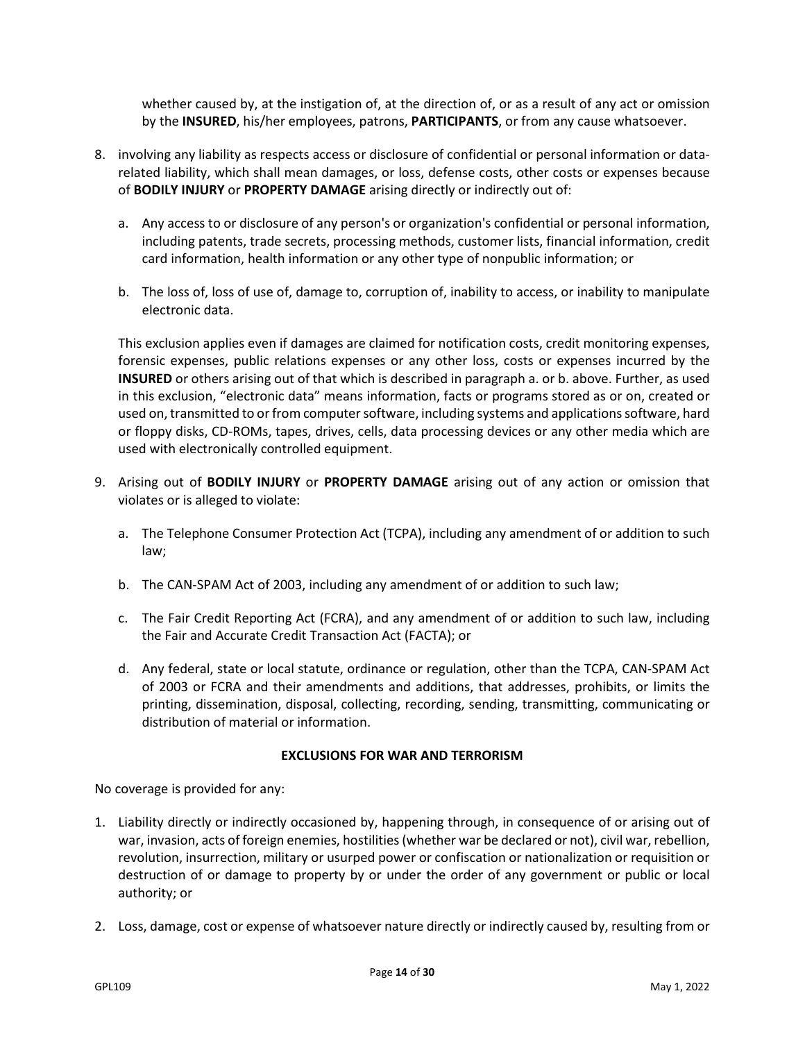whether caused by, at the instigation of, at the direction of, or as a result of any act or omission by the **INSURED**, his/her employees, patrons, **PARTICIPANTS**, or from any cause whatsoever.

8. involving any liability as respects access or disclosure of confidential or personal information or data-related liability, which shall mean damages, or loss, defense costs, other costs or expenses because of **BODILY INJURY** or **PROPERTY DAMAGE** arising directly or indirectly out of:

   a. Any access to or disclosure of any person's or organization's confidential or personal information, including patents, trade secrets, processing methods, customer lists, financial information, credit card information, health information or any other type of nonpublic information; or

   b. The loss of, loss of use of, damage to, corruption of, inability to access, or inability to manipulate electronic data.

   This exclusion applies even if damages are claimed for notification costs, credit monitoring expenses, forensic expenses, public relations expenses or any other loss, costs or expenses incurred by the **INSURED** or others arising out of that which is described in paragraph a. or b. above. Further, as used in this exclusion, "electronic data" means information, facts or programs stored as or on, created or used on, transmitted to or from computer software, including systems and applications software, hard or floppy disks, CD-ROMs, tapes, drives, cells, data processing devices or any other media which are used with electronically controlled equipment.

9. Arising out of **BODILY INJURY** or **PROPERTY DAMAGE** arising out of any action or omission that violates or is alleged to violate:

   a. The Telephone Consumer Protection Act (TCPA), including any amendment of or addition to such law;

   b. The CAN-SPAM Act of 2003, including any amendment of or addition to such law;

   c. The Fair Credit Reporting Act (FCRA), and any amendment of or addition to such law, including the Fair and Accurate Credit Transaction Act (FACTA); or

   d. Any federal, state or local statute, ordinance or regulation, other than the TCPA, CAN-SPAM Act of 2003 or FCRA and their amendments and additions, that addresses, prohibits, or limits the printing, dissemination, disposal, collecting, recording, sending, transmitting, communicating or distribution of material or information.

**EXCLUSIONS FOR WAR AND TERRORISM**

No coverage is provided for any:

1. Liability directly or indirectly occasioned by, happening through, in consequence of or arising out of war, invasion, acts of foreign enemies, hostilities (whether war be declared or not), civil war, rebellion, revolution, insurrection, military or usurped power or confiscation or nationalization or requisition or destruction of or damage to property by or under the order of any government or public or local authority; or

2. Loss, damage, cost or expense of whatsoever nature directly or indirectly caused by, resulting from or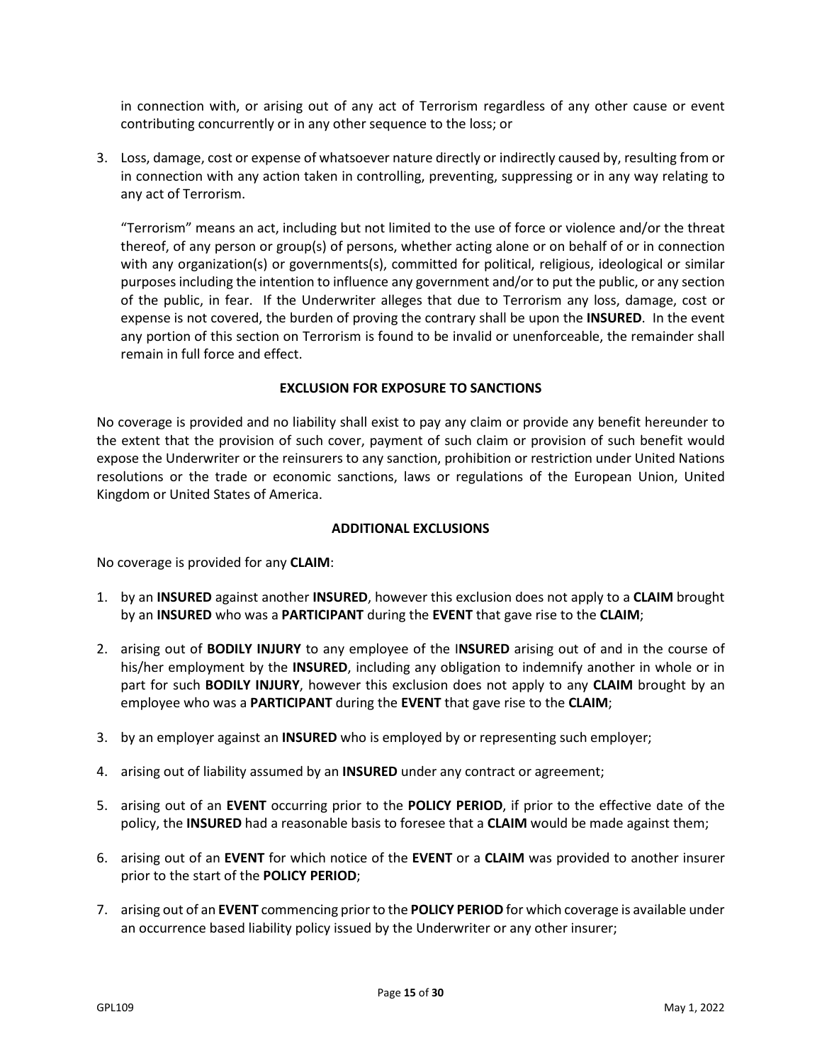in connection with, or arising out of any act of Terrorism regardless of any other cause or event contributing concurrently or in any other sequence to the loss; or

3. Loss, damage, cost or expense of whatsoever nature directly or indirectly caused by, resulting from or in connection with any action taken in controlling, preventing, suppressing or in any way relating to any act of Terrorism.

   "Terrorism" means an act, including but not limited to the use of force or violence and/or the threat thereof, of any person or group(s) of persons, whether acting alone or on behalf of or in connection with any organization(s) or governments(s), committed for political, religious, ideological or similar purposes including the intention to influence any government and/or to put the public, or any section of the public, in fear. If the Underwriter alleges that due to Terrorism any loss, damage, cost or expense is not covered, the burden of proving the contrary shall be upon the **INSURED**. In the event any portion of this section on Terrorism is found to be invalid or unenforceable, the remainder shall remain in full force and effect.

**EXCLUSION FOR EXPOSURE TO SANCTIONS**

No coverage is provided and no liability shall exist to pay any claim or provide any benefit hereunder to the extent that the provision of such cover, payment of such claim or provision of such benefit would expose the Underwriter or the reinsurers to any sanction, prohibition or restriction under United Nations resolutions or the trade or economic sanctions, laws or regulations of the European Union, United Kingdom or United States of America.

**ADDITIONAL EXCLUSIONS**

No coverage is provided for any **CLAIM**:

1. by an **INSURED** against another **INSURED**, however this exclusion does not apply to a **CLAIM** brought by an **INSURED** who was a **PARTICIPANT** during the **EVENT** that gave rise to the **CLAIM**;
2. arising out of **BODILY INJURY** to any employee of the I**NSURED** arising out of and in the course of his/her employment by the **INSURED**, including any obligation to indemnify another in whole or in part for such **BODILY INJURY**, however this exclusion does not apply to any **CLAIM** brought by an employee who was a **PARTICIPANT** during the **EVENT** that gave rise to the **CLAIM**;
3. by an employer against an **INSURED** who is employed by or representing such employer;
4. arising out of liability assumed by an **INSURED** under any contract or agreement;
5. arising out of an **EVENT** occurring prior to the **POLICY PERIOD**, if prior to the effective date of the policy, the **INSURED** had a reasonable basis to foresee that a **CLAIM** would be made against them;
6. arising out of an **EVENT** for which notice of the **EVENT** or a **CLAIM** was provided to another insurer prior to the start of the **POLICY PERIOD**;
7. arising out of an **EVENT** commencing prior to the **POLICY PERIOD** for which coverage is available under an occurrence based liability policy issued by the Underwriter or any other insurer;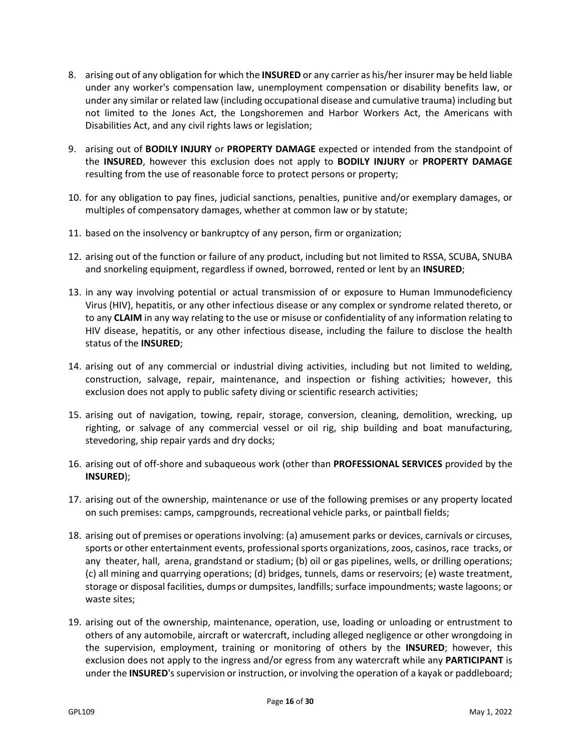8. arising out of any obligation for which the **INSURED** or any carrier as his/her insurer may be held liable under any worker's compensation law, unemployment compensation or disability benefits law, or under any similar or related law (including occupational disease and cumulative trauma) including but not limited to the Jones Act, the Longshoremen and Harbor Workers Act, the Americans with Disabilities Act, and any civil rights laws or legislation;

9. arising out of **BODILY INJURY** or **PROPERTY DAMAGE** expected or intended from the standpoint of the **INSURED**, however this exclusion does not apply to **BODILY INJURY** or **PROPERTY DAMAGE** resulting from the use of reasonable force to protect persons or property;

10. for any obligation to pay fines, judicial sanctions, penalties, punitive and/or exemplary damages, or multiples of compensatory damages, whether at common law or by statute;

11. based on the insolvency or bankruptcy of any person, firm or organization;

12. arising out of the function or failure of any product, including but not limited to RSSA, SCUBA, SNUBA and snorkeling equipment, regardless if owned, borrowed, rented or lent by an **INSURED**;

13. in any way involving potential or actual transmission of or exposure to Human Immunodeficiency Virus (HIV), hepatitis, or any other infectious disease or any complex or syndrome related thereto, or to any **CLAIM** in any way relating to the use or misuse or confidentiality of any information relating to HIV disease, hepatitis, or any other infectious disease, including the failure to disclose the health status of the **INSURED**;

14. arising out of any commercial or industrial diving activities, including but not limited to welding, construction, salvage, repair, maintenance, and inspection or fishing activities; however, this exclusion does not apply to public safety diving or scientific research activities;

15. arising out of navigation, towing, repair, storage, conversion, cleaning, demolition, wrecking, up righting, or salvage of any commercial vessel or oil rig, ship building and boat manufacturing, stevedoring, ship repair yards and dry docks;

16. arising out of off-shore and subaqueous work (other than **PROFESSIONAL SERVICES** provided by the **INSURED**);

17. arising out of the ownership, maintenance or use of the following premises or any property located on such premises: camps, campgrounds, recreational vehicle parks, or paintball fields;

18. arising out of premises or operations involving: (a) amusement parks or devices, carnivals or circuses, sports or other entertainment events, professional sports organizations, zoos, casinos, race tracks, or any theater, hall, arena, grandstand or stadium; (b) oil or gas pipelines, wells, or drilling operations; (c) all mining and quarrying operations; (d) bridges, tunnels, dams or reservoirs; (e) waste treatment, storage or disposal facilities, dumps or dumpsites, landfills; surface impoundments; waste lagoons; or waste sites;

19. arising out of the ownership, maintenance, operation, use, loading or unloading or entrustment to others of any automobile, aircraft or watercraft, including alleged negligence or other wrongdoing in the supervision, employment, training or monitoring of others by the **INSURED**; however, this exclusion does not apply to the ingress and/or egress from any watercraft while any **PARTICIPANT** is under the **INSURED**'s supervision or instruction, or involving the operation of a kayak or paddleboard;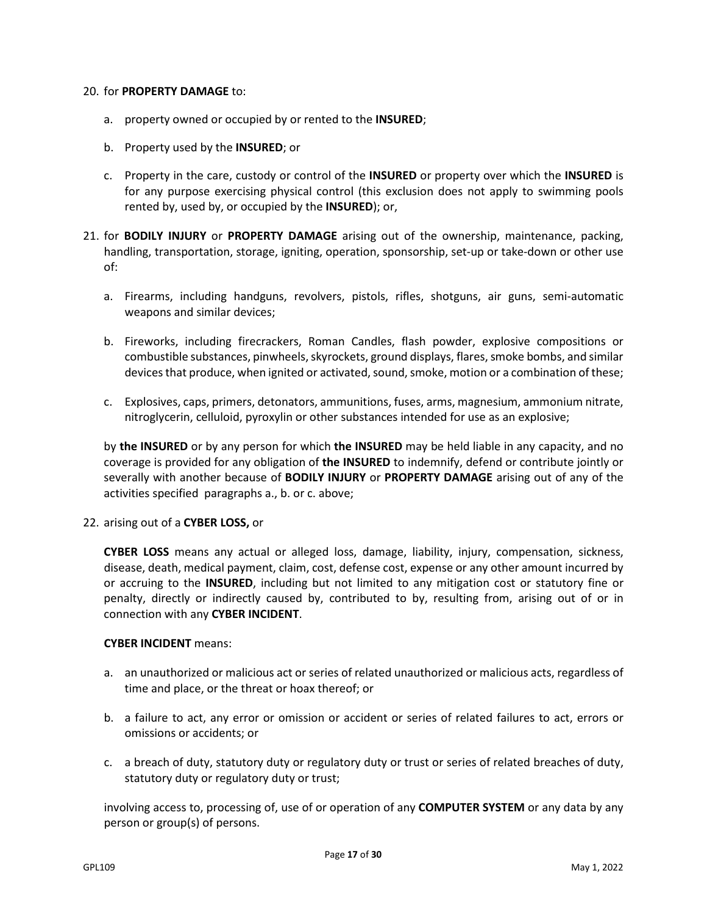20. for **PROPERTY DAMAGE** to:

    a. property owned or occupied by or rented to the **INSURED**;

    b. Property used by the **INSURED**; or

    c. Property in the care, custody or control of the **INSURED** or property over which the **INSURED** is for any purpose exercising physical control (this exclusion does not apply to swimming pools rented by, used by, or occupied by the **INSURED**); or,

21. for **BODILY INJURY** or **PROPERTY DAMAGE** arising out of the ownership, maintenance, packing, handling, transportation, storage, igniting, operation, sponsorship, set-up or take-down or other use of:

    a. Firearms, including handguns, revolvers, pistols, rifles, shotguns, air guns, semi-automatic weapons and similar devices;

    b. Fireworks, including firecrackers, Roman Candles, flash powder, explosive compositions or combustible substances, pinwheels, skyrockets, ground displays, flares, smoke bombs, and similar devices that produce, when ignited or activated, sound, smoke, motion or a combination of these;

    c. Explosives, caps, primers, detonators, ammunitions, fuses, arms, magnesium, ammonium nitrate, nitroglycerin, celluloid, pyroxylin or other substances intended for use as an explosive;

    by **the INSURED** or by any person for which **the INSURED** may be held liable in any capacity, and no coverage is provided for any obligation of **the INSURED** to indemnify, defend or contribute jointly or severally with another because of **BODILY INJURY** or **PROPERTY DAMAGE** arising out of any of the activities specified paragraphs a., b. or c. above;

22. arising out of a **CYBER LOSS,** or

    **CYBER LOSS** means any actual or alleged loss, damage, liability, injury, compensation, sickness, disease, death, medical payment, claim, cost, defense cost, expense or any other amount incurred by or accruing to the **INSURED**, including but not limited to any mitigation cost or statutory fine or penalty, directly or indirectly caused by, contributed to by, resulting from, arising out of or in connection with any **CYBER INCIDENT**.

    **CYBER INCIDENT** means:

    a. an unauthorized or malicious act or series of related unauthorized or malicious acts, regardless of time and place, or the threat or hoax thereof; or

    b. a failure to act, any error or omission or accident or series of related failures to act, errors or omissions or accidents; or

    c. a breach of duty, statutory duty or regulatory duty or trust or series of related breaches of duty, statutory duty or regulatory duty or trust;

    involving access to, processing of, use of or operation of any **COMPUTER SYSTEM** or any data by any person or group(s) of persons.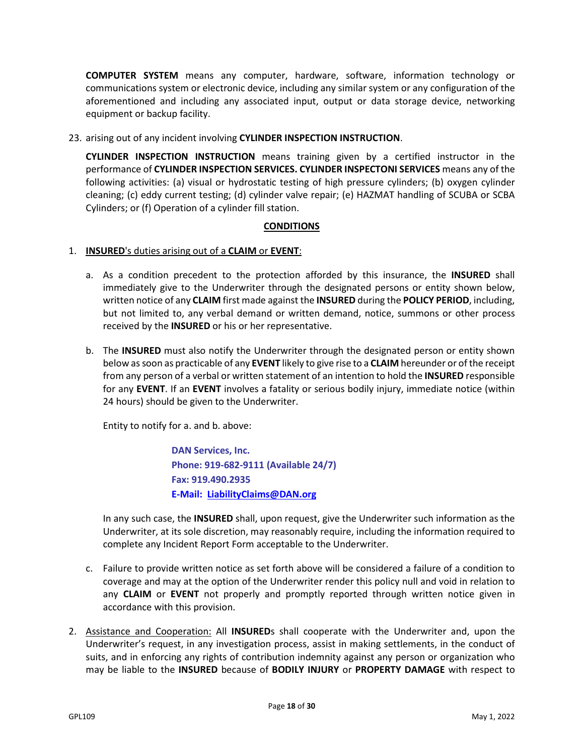**COMPUTER SYSTEM** means any computer, hardware, software, information technology or communications system or electronic device, including any similar system or any configuration of the aforementioned and including any associated input, output or data storage device, networking equipment or backup facility.

23. arising out of any incident involving **CYLINDER INSPECTION INSTRUCTION**.

    **CYLINDER INSPECTION INSTRUCTION** means training given by a certified instructor in the performance of **CYLINDER INSPECTION SERVICES. CYLINDER INSPECTONI SERVICES** means any of the following activities: (a) visual or hydrostatic testing of high pressure cylinders; (b) oxygen cylinder cleaning; (c) eddy current testing; (d) cylinder valve repair; (e) HAZMAT handling of SCUBA or SCBA Cylinders; or (f) Operation of a cylinder fill station.

## CONDITIONS

1. <u>**INSURED**'s duties arising out of a **CLAIM** or **EVENT**:</u>

    a. As a condition precedent to the protection afforded by this insurance, the **INSURED** shall immediately give to the Underwriter through the designated persons or entity shown below, written notice of any **CLAIM** first made against the **INSURED** during the **POLICY PERIOD**, including, but not limited to, any verbal demand or written demand, notice, summons or other process received by the **INSURED** or his or her representative.

    b. The **INSURED** must also notify the Underwriter through the designated person or entity shown below as soon as practicable of any **EVENT** likely to give rise to a **CLAIM** hereunder or of the receipt from any person of a verbal or written statement of an intention to hold the **INSURED** responsible for any **EVENT**. If an **EVENT** involves a fatality or serious bodily injury, immediate notice (within 24 hours) should be given to the Underwriter.

    Entity to notify for a. and b. above:

    > **DAN Services, Inc.**
    > **Phone: 919-682-9111 (Available 24/7)**
    > **Fax: 919.490.2935**
    > **E-Mail: LiabilityClaims@DAN.org**

    In any such case, the **INSURED** shall, upon request, give the Underwriter such information as the Underwriter, at its sole discretion, may reasonably require, including the information required to complete any Incident Report Form acceptable to the Underwriter.

    c. Failure to provide written notice as set forth above will be considered a failure of a condition to coverage and may at the option of the Underwriter render this policy null and void in relation to any **CLAIM** or **EVENT** not properly and promptly reported through written notice given in accordance with this provision.

2. <u>Assistance and Cooperation:</u> All **INSURED**s shall cooperate with the Underwriter and, upon the Underwriter's request, in any investigation process, assist in making settlements, in the conduct of suits, and in enforcing any rights of contribution indemnity against any person or organization who may be liable to the **INSURED** because of **BODILY INJURY** or **PROPERTY DAMAGE** with respect to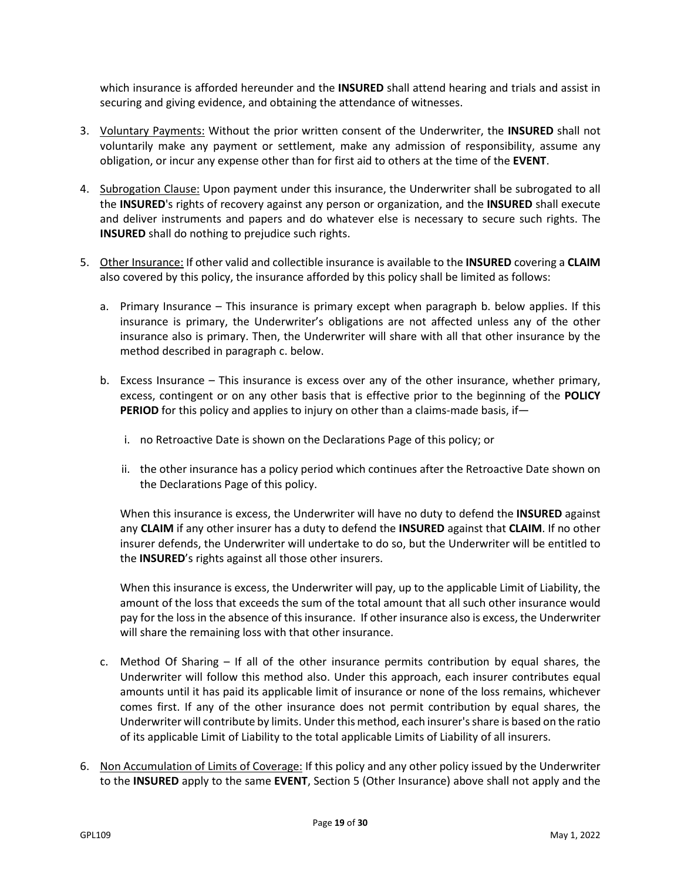which insurance is afforded hereunder and the **INSURED** shall attend hearing and trials and assist in securing and giving evidence, and obtaining the attendance of witnesses.

3. Voluntary Payments: Without the prior written consent of the Underwriter, the **INSURED** shall not voluntarily make any payment or settlement, make any admission of responsibility, assume any obligation, or incur any expense other than for first aid to others at the time of the **EVENT**.

4. Subrogation Clause: Upon payment under this insurance, the Underwriter shall be subrogated to all the **INSURED**'s rights of recovery against any person or organization, and the **INSURED** shall execute and deliver instruments and papers and do whatever else is necessary to secure such rights. The **INSURED** shall do nothing to prejudice such rights.

5. Other Insurance: If other valid and collectible insurance is available to the **INSURED** covering a **CLAIM** also covered by this policy, the insurance afforded by this policy shall be limited as follows:

   a. Primary Insurance – This insurance is primary except when paragraph b. below applies. If this insurance is primary, the Underwriter's obligations are not affected unless any of the other insurance also is primary. Then, the Underwriter will share with all that other insurance by the method described in paragraph c. below.

   b. Excess Insurance – This insurance is excess over any of the other insurance, whether primary, excess, contingent or on any other basis that is effective prior to the beginning of the **POLICY PERIOD** for this policy and applies to injury on other than a claims-made basis, if—

      i. no Retroactive Date is shown on the Declarations Page of this policy; or

      ii. the other insurance has a policy period which continues after the Retroactive Date shown on the Declarations Page of this policy.

   When this insurance is excess, the Underwriter will have no duty to defend the **INSURED** against any **CLAIM** if any other insurer has a duty to defend the **INSURED** against that **CLAIM**. If no other insurer defends, the Underwriter will undertake to do so, but the Underwriter will be entitled to the **INSURED**'s rights against all those other insurers.

   When this insurance is excess, the Underwriter will pay, up to the applicable Limit of Liability, the amount of the loss that exceeds the sum of the total amount that all such other insurance would pay for the loss in the absence of this insurance. If other insurance also is excess, the Underwriter will share the remaining loss with that other insurance.

   c. Method Of Sharing – If all of the other insurance permits contribution by equal shares, the Underwriter will follow this method also. Under this approach, each insurer contributes equal amounts until it has paid its applicable limit of insurance or none of the loss remains, whichever comes first. If any of the other insurance does not permit contribution by equal shares, the Underwriter will contribute by limits. Under this method, each insurer's share is based on the ratio of its applicable Limit of Liability to the total applicable Limits of Liability of all insurers.

6. Non Accumulation of Limits of Coverage: If this policy and any other policy issued by the Underwriter to the **INSURED** apply to the same **EVENT**, Section 5 (Other Insurance) above shall not apply and the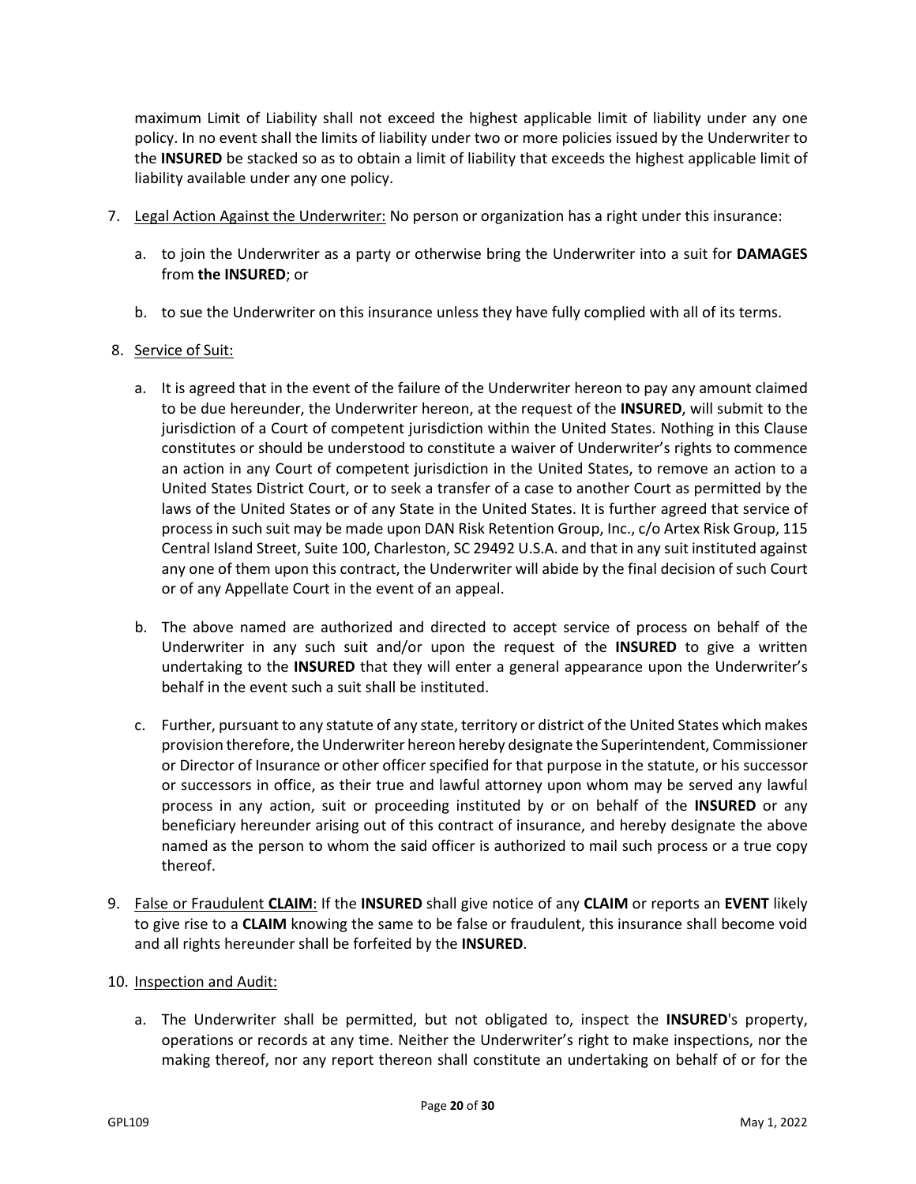maximum Limit of Liability shall not exceed the highest applicable limit of liability under any one policy. In no event shall the limits of liability under two or more policies issued by the Underwriter to the **INSURED** be stacked so as to obtain a limit of liability that exceeds the highest applicable limit of liability available under any one policy.

7. Legal Action Against the Underwriter: No person or organization has a right under this insurance:

   a. to join the Underwriter as a party or otherwise bring the Underwriter into a suit for **DAMAGES** from **the INSURED**; or

   b. to sue the Underwriter on this insurance unless they have fully complied with all of its terms.

8. Service of Suit:

   a. It is agreed that in the event of the failure of the Underwriter hereon to pay any amount claimed to be due hereunder, the Underwriter hereon, at the request of the **INSURED**, will submit to the jurisdiction of a Court of competent jurisdiction within the United States. Nothing in this Clause constitutes or should be understood to constitute a waiver of Underwriter's rights to commence an action in any Court of competent jurisdiction in the United States, to remove an action to a United States District Court, or to seek a transfer of a case to another Court as permitted by the laws of the United States or of any State in the United States. It is further agreed that service of process in such suit may be made upon DAN Risk Retention Group, Inc., c/o Artex Risk Group, 115 Central Island Street, Suite 100, Charleston, SC 29492 U.S.A. and that in any suit instituted against any one of them upon this contract, the Underwriter will abide by the final decision of such Court or of any Appellate Court in the event of an appeal.

   b. The above named are authorized and directed to accept service of process on behalf of the Underwriter in any such suit and/or upon the request of the **INSURED** to give a written undertaking to the **INSURED** that they will enter a general appearance upon the Underwriter's behalf in the event such a suit shall be instituted.

   c. Further, pursuant to any statute of any state, territory or district of the United States which makes provision therefore, the Underwriter hereon hereby designate the Superintendent, Commissioner or Director of Insurance or other officer specified for that purpose in the statute, or his successor or successors in office, as their true and lawful attorney upon whom may be served any lawful process in any action, suit or proceeding instituted by or on behalf of the **INSURED** or any beneficiary hereunder arising out of this contract of insurance, and hereby designate the above named as the person to whom the said officer is authorized to mail such process or a true copy thereof.

9. False or Fraudulent **CLAIM**: If the **INSURED** shall give notice of any **CLAIM** or reports an **EVENT** likely to give rise to a **CLAIM** knowing the same to be false or fraudulent, this insurance shall become void and all rights hereunder shall be forfeited by the **INSURED**.

10. Inspection and Audit:

    a. The Underwriter shall be permitted, but not obligated to, inspect the **INSURED**'s property, operations or records at any time. Neither the Underwriter's right to make inspections, nor the making thereof, nor any report thereon shall constitute an undertaking on behalf of or for the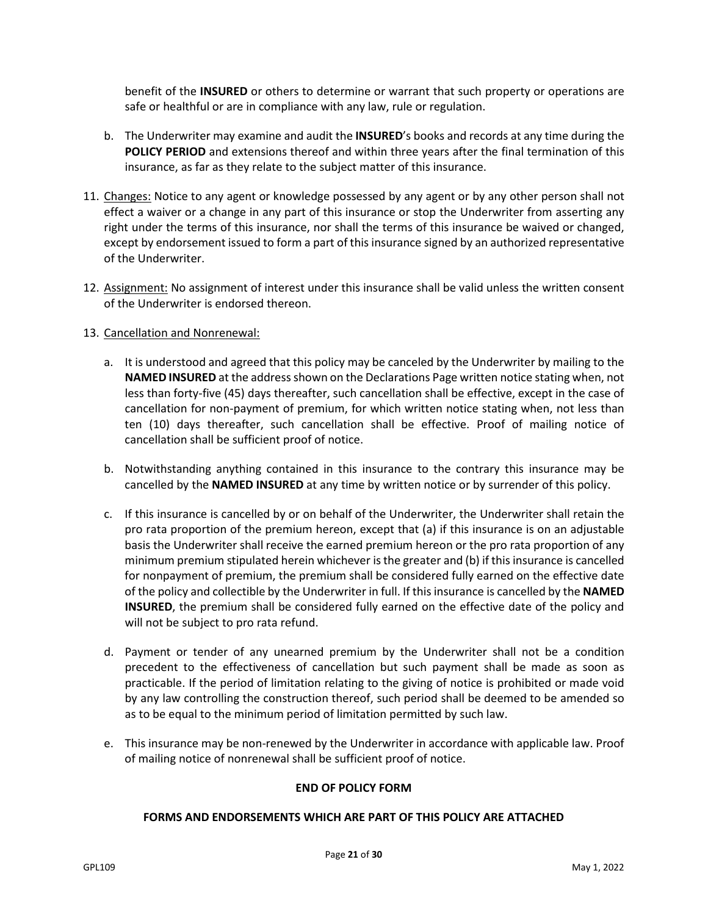benefit of the **INSURED** or others to determine or warrant that such property or operations are safe or healthful or are in compliance with any law, rule or regulation.

b. The Underwriter may examine and audit the **INSURED**'s books and records at any time during the **POLICY PERIOD** and extensions thereof and within three years after the final termination of this insurance, as far as they relate to the subject matter of this insurance.

11. Changes: Notice to any agent or knowledge possessed by any agent or by any other person shall not effect a waiver or a change in any part of this insurance or stop the Underwriter from asserting any right under the terms of this insurance, nor shall the terms of this insurance be waived or changed, except by endorsement issued to form a part of this insurance signed by an authorized representative of the Underwriter.

12. Assignment: No assignment of interest under this insurance shall be valid unless the written consent of the Underwriter is endorsed thereon.

13. Cancellation and Nonrenewal:

    a. It is understood and agreed that this policy may be canceled by the Underwriter by mailing to the **NAMED INSURED** at the address shown on the Declarations Page written notice stating when, not less than forty-five (45) days thereafter, such cancellation shall be effective, except in the case of cancellation for non-payment of premium, for which written notice stating when, not less than ten (10) days thereafter, such cancellation shall be effective. Proof of mailing notice of cancellation shall be sufficient proof of notice.

    b. Notwithstanding anything contained in this insurance to the contrary this insurance may be cancelled by the **NAMED INSURED** at any time by written notice or by surrender of this policy.

    c. If this insurance is cancelled by or on behalf of the Underwriter, the Underwriter shall retain the pro rata proportion of the premium hereon, except that (a) if this insurance is on an adjustable basis the Underwriter shall receive the earned premium hereon or the pro rata proportion of any minimum premium stipulated herein whichever is the greater and (b) if this insurance is cancelled for nonpayment of premium, the premium shall be considered fully earned on the effective date of the policy and collectible by the Underwriter in full. If this insurance is cancelled by the **NAMED INSURED**, the premium shall be considered fully earned on the effective date of the policy and will not be subject to pro rata refund.

    d. Payment or tender of any unearned premium by the Underwriter shall not be a condition precedent to the effectiveness of cancellation but such payment shall be made as soon as practicable. If the period of limitation relating to the giving of notice is prohibited or made void by any law controlling the construction thereof, such period shall be deemed to be amended so as to be equal to the minimum period of limitation permitted by such law.

    e. This insurance may be non-renewed by the Underwriter in accordance with applicable law. Proof of mailing notice of nonrenewal shall be sufficient proof of notice.

**END OF POLICY FORM**

**FORMS AND ENDORSEMENTS WHICH ARE PART OF THIS POLICY ARE ATTACHED**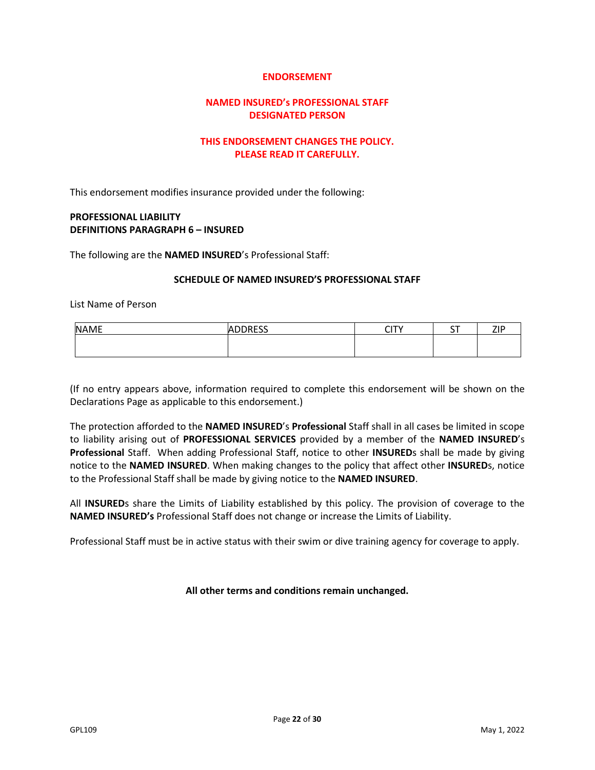**ENDORSEMENT**

**NAMED INSURED's PROFESSIONAL STAFF**
**DESIGNATED PERSON**

**THIS ENDORSEMENT CHANGES THE POLICY.**
**PLEASE READ IT CAREFULLY.**

This endorsement modifies insurance provided under the following:

**PROFESSIONAL LIABILITY**
**DEFINITIONS PARAGRAPH 6 – INSURED**

The following are the **NAMED INSURED**'s Professional Staff:

**SCHEDULE OF NAMED INSURED'S PROFESSIONAL STAFF**

List Name of Person

| NAME | ADDRESS | CITY | ST | ZIP |
| --- | --- | --- | --- | --- |
| | | | | |

(If no entry appears above, information required to complete this endorsement will be shown on the Declarations Page as applicable to this endorsement.)

The protection afforded to the **NAMED INSURED**'s **Professional** Staff shall in all cases be limited in scope to liability arising out of **PROFESSIONAL SERVICES** provided by a member of the **NAMED INSURED**'s **Professional** Staff. When adding Professional Staff, notice to other **INSURED**s shall be made by giving notice to the **NAMED INSURED**. When making changes to the policy that affect other **INSURED**s, notice to the Professional Staff shall be made by giving notice to the **NAMED INSURED**.

All **INSURED**s share the Limits of Liability established by this policy. The provision of coverage to the **NAMED INSURED's** Professional Staff does not change or increase the Limits of Liability.

Professional Staff must be in active status with their swim or dive training agency for coverage to apply.

**All other terms and conditions remain unchanged.**

GPL109 May 1, 2022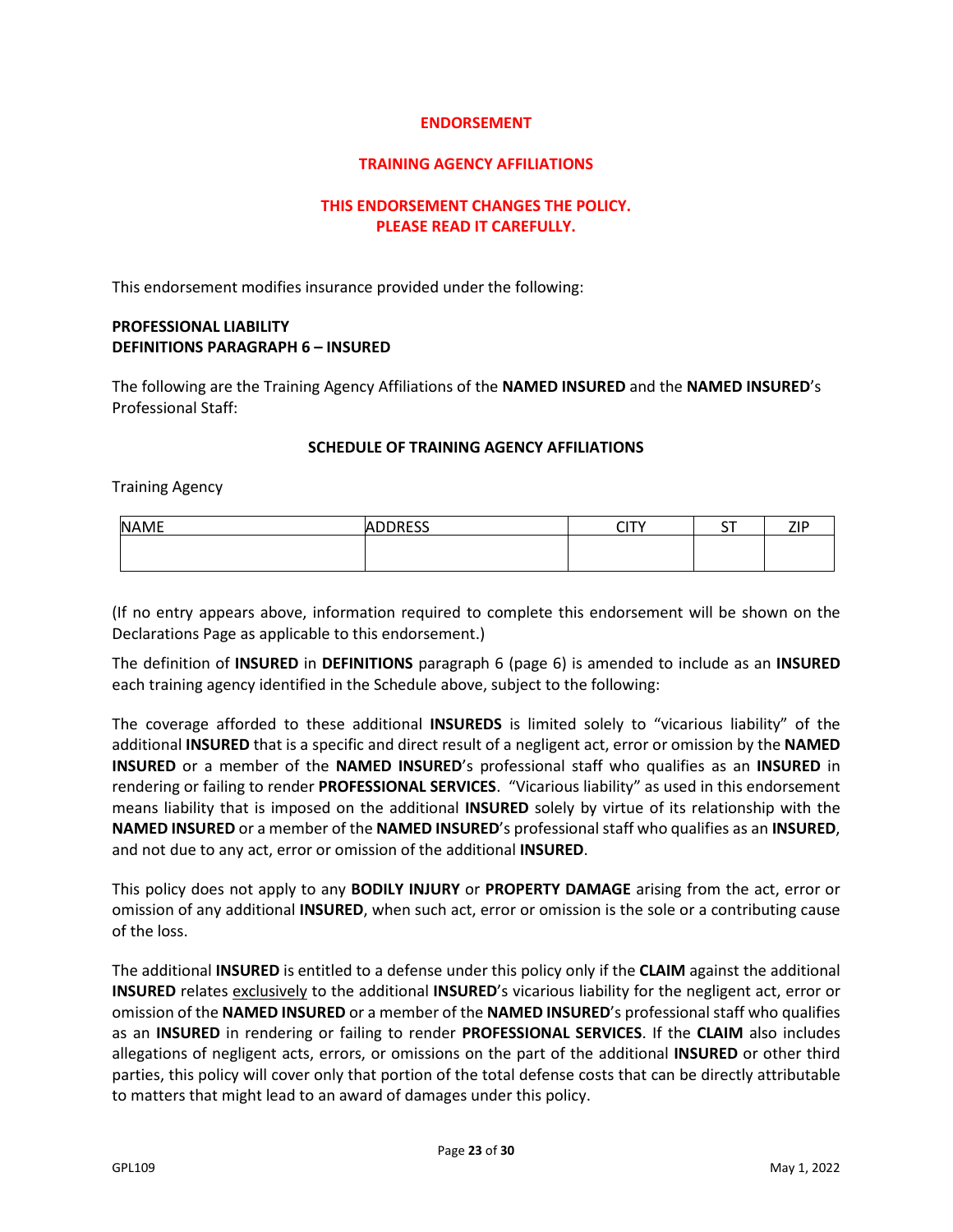**ENDORSEMENT**

**TRAINING AGENCY AFFILIATIONS**

**THIS ENDORSEMENT CHANGES THE POLICY.**
**PLEASE READ IT CAREFULLY.**

This endorsement modifies insurance provided under the following:

**PROFESSIONAL LIABILITY**
**DEFINITIONS PARAGRAPH 6 – INSURED**

The following are the Training Agency Affiliations of the **NAMED INSURED** and the **NAMED INSURED**'s Professional Staff:

**SCHEDULE OF TRAINING AGENCY AFFILIATIONS**

Training Agency

| NAME | ADDRESS | CITY | ST | ZIP |
|---|---|---|---|---|
| | | | | |

(If no entry appears above, information required to complete this endorsement will be shown on the Declarations Page as applicable to this endorsement.)

The definition of **INSURED** in **DEFINITIONS** paragraph 6 (page 6) is amended to include as an **INSURED** each training agency identified in the Schedule above, subject to the following:

The coverage afforded to these additional **INSUREDS** is limited solely to "vicarious liability" of the additional **INSURED** that is a specific and direct result of a negligent act, error or omission by the **NAMED INSURED** or a member of the **NAMED INSURED**'s professional staff who qualifies as an **INSURED** in rendering or failing to render **PROFESSIONAL SERVICES**. "Vicarious liability" as used in this endorsement means liability that is imposed on the additional **INSURED** solely by virtue of its relationship with the **NAMED INSURED** or a member of the **NAMED INSURED**'s professional staff who qualifies as an **INSURED**, and not due to any act, error or omission of the additional **INSURED**.

This policy does not apply to any **BODILY INJURY** or **PROPERTY DAMAGE** arising from the act, error or omission of any additional **INSURED**, when such act, error or omission is the sole or a contributing cause of the loss.

The additional **INSURED** is entitled to a defense under this policy only if the **CLAIM** against the additional **INSURED** relates <u>exclusively</u> to the additional **INSURED**'s vicarious liability for the negligent act, error or omission of the **NAMED INSURED** or a member of the **NAMED INSURED**'s professional staff who qualifies as an **INSURED** in rendering or failing to render **PROFESSIONAL SERVICES**. If the **CLAIM** also includes allegations of negligent acts, errors, or omissions on the part of the additional **INSURED** or other third parties, this policy will cover only that portion of the total defense costs that can be directly attributable to matters that might lead to an award of damages under this policy.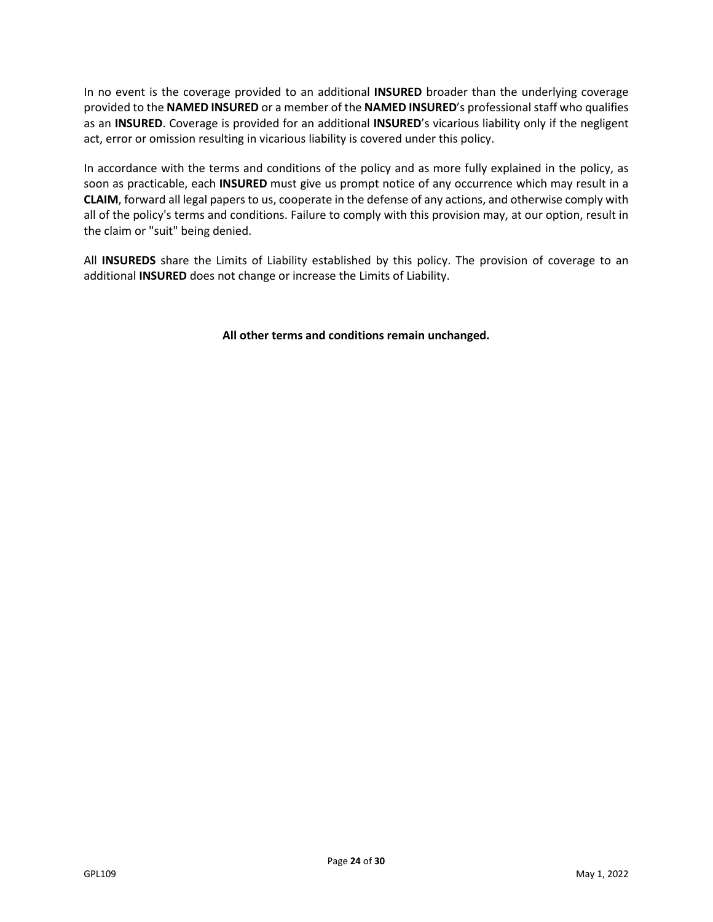In no event is the coverage provided to an additional **INSURED** broader than the underlying coverage provided to the **NAMED INSURED** or a member of the **NAMED INSURED**'s professional staff who qualifies as an **INSURED**. Coverage is provided for an additional **INSURED**'s vicarious liability only if the negligent act, error or omission resulting in vicarious liability is covered under this policy.

In accordance with the terms and conditions of the policy and as more fully explained in the policy, as soon as practicable, each **INSURED** must give us prompt notice of any occurrence which may result in a **CLAIM**, forward all legal papers to us, cooperate in the defense of any actions, and otherwise comply with all of the policy's terms and conditions. Failure to comply with this provision may, at our option, result in the claim or "suit" being denied.

All **INSUREDS** share the Limits of Liability established by this policy. The provision of coverage to an additional **INSURED** does not change or increase the Limits of Liability.

**All other terms and conditions remain unchanged.**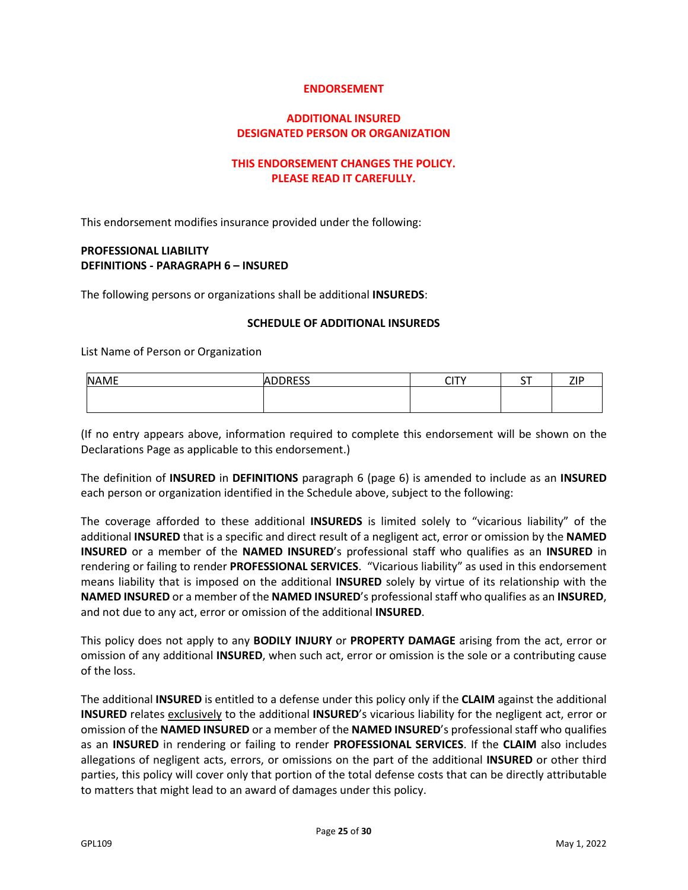# ENDORSEMENT

## ADDITIONAL INSURED
## DESIGNATED PERSON OR ORGANIZATION

**THIS ENDORSEMENT CHANGES THE POLICY.**
**PLEASE READ IT CAREFULLY.**

This endorsement modifies insurance provided under the following:

**PROFESSIONAL LIABILITY**
**DEFINITIONS - PARAGRAPH 6 – INSURED**

The following persons or organizations shall be additional **INSUREDS**:

**SCHEDULE OF ADDITIONAL INSUREDS**

List Name of Person or Organization

| NAME | ADDRESS | CITY | ST | ZIP |
|---|---|---|---|---|
| | | | | |

(If no entry appears above, information required to complete this endorsement will be shown on the Declarations Page as applicable to this endorsement.)

The definition of **INSURED** in **DEFINITIONS** paragraph 6 (page 6) is amended to include as an **INSURED** each person or organization identified in the Schedule above, subject to the following:

The coverage afforded to these additional **INSUREDS** is limited solely to "vicarious liability" of the additional **INSURED** that is a specific and direct result of a negligent act, error or omission by the **NAMED INSURED** or a member of the **NAMED INSURED**'s professional staff who qualifies as an **INSURED** in rendering or failing to render **PROFESSIONAL SERVICES**. "Vicarious liability" as used in this endorsement means liability that is imposed on the additional **INSURED** solely by virtue of its relationship with the **NAMED INSURED** or a member of the **NAMED INSURED**'s professional staff who qualifies as an **INSURED**, and not due to any act, error or omission of the additional **INSURED**.

This policy does not apply to any **BODILY INJURY** or **PROPERTY DAMAGE** arising from the act, error or omission of any additional **INSURED**, when such act, error or omission is the sole or a contributing cause of the loss.

The additional **INSURED** is entitled to a defense under this policy only if the **CLAIM** against the additional **INSURED** relates exclusively to the additional **INSURED**'s vicarious liability for the negligent act, error or omission of the **NAMED INSURED** or a member of the **NAMED INSURED**'s professional staff who qualifies as an **INSURED** in rendering or failing to render **PROFESSIONAL SERVICES**. If the **CLAIM** also includes allegations of negligent acts, errors, or omissions on the part of the additional **INSURED** or other third parties, this policy will cover only that portion of the total defense costs that can be directly attributable to matters that might lead to an award of damages under this policy.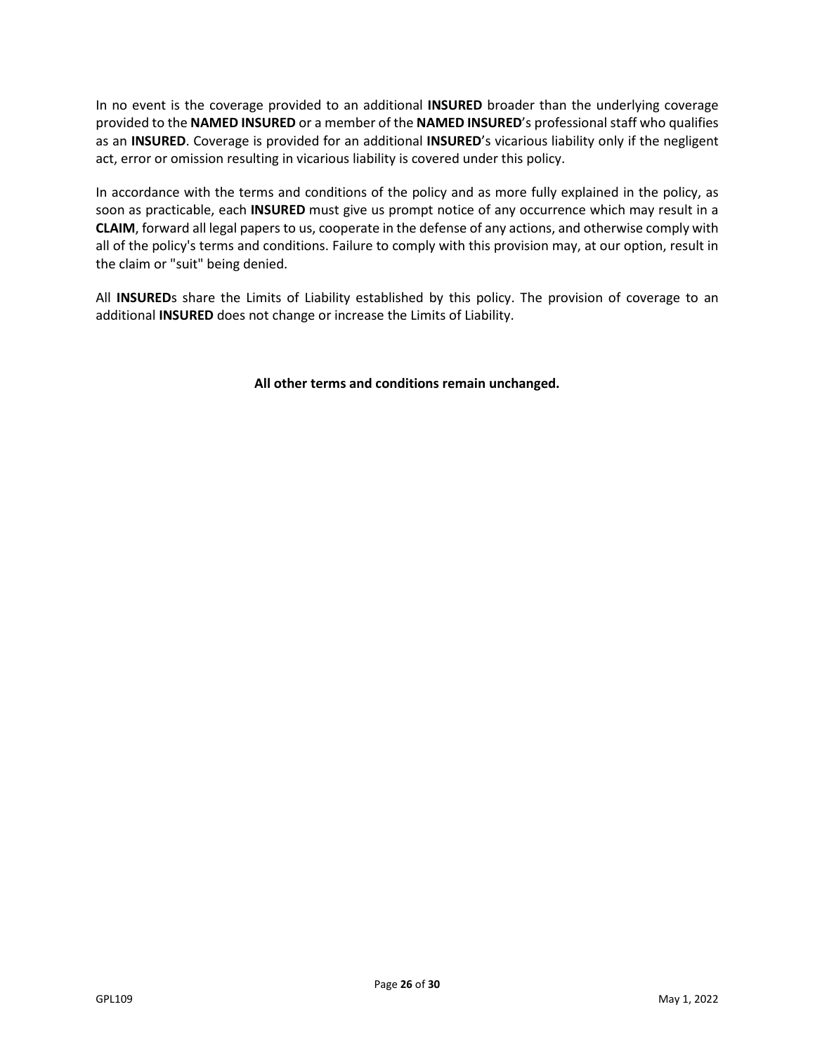In no event is the coverage provided to an additional **INSURED** broader than the underlying coverage provided to the **NAMED INSURED** or a member of the **NAMED INSURED**'s professional staff who qualifies as an **INSURED**. Coverage is provided for an additional **INSURED**'s vicarious liability only if the negligent act, error or omission resulting in vicarious liability is covered under this policy.

In accordance with the terms and conditions of the policy and as more fully explained in the policy, as soon as practicable, each **INSURED** must give us prompt notice of any occurrence which may result in a **CLAIM**, forward all legal papers to us, cooperate in the defense of any actions, and otherwise comply with all of the policy's terms and conditions. Failure to comply with this provision may, at our option, result in the claim or "suit" being denied.

All **INSURED**s share the Limits of Liability established by this policy. The provision of coverage to an additional **INSURED** does not change or increase the Limits of Liability.

**All other terms and conditions remain unchanged.**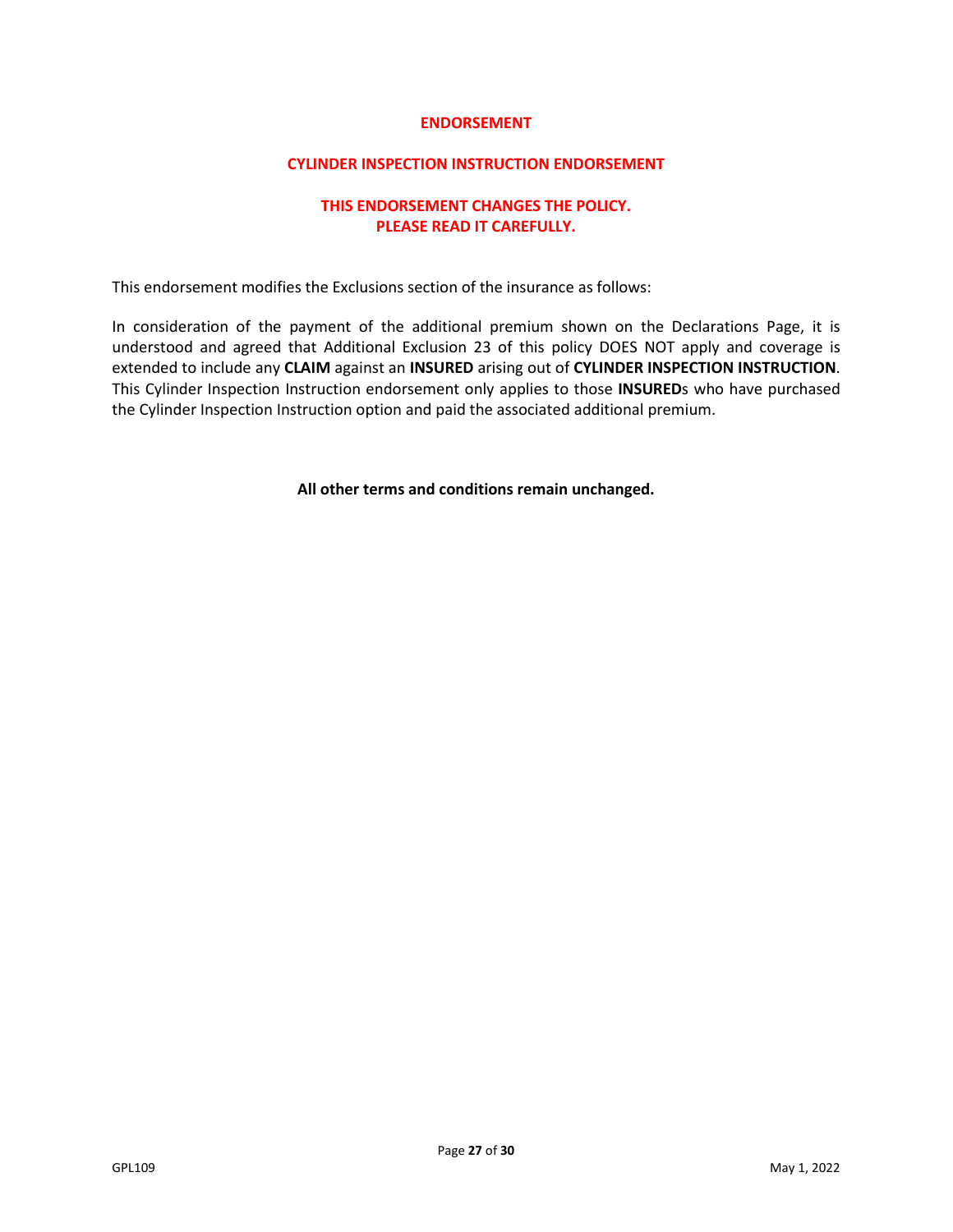# ENDORSEMENT

## CYLINDER INSPECTION INSTRUCTION ENDORSEMENT

**THIS ENDORSEMENT CHANGES THE POLICY.**
**PLEASE READ IT CAREFULLY.**

This endorsement modifies the Exclusions section of the insurance as follows:

In consideration of the payment of the additional premium shown on the Declarations Page, it is understood and agreed that Additional Exclusion 23 of this policy DOES NOT apply and coverage is extended to include any **CLAIM** against an **INSURED** arising out of **CYLINDER INSPECTION INSTRUCTION**. This Cylinder Inspection Instruction endorsement only applies to those **INSURED**s who have purchased the Cylinder Inspection Instruction option and paid the associated additional premium.

**All other terms and conditions remain unchanged.**

GPL109 May 1, 2022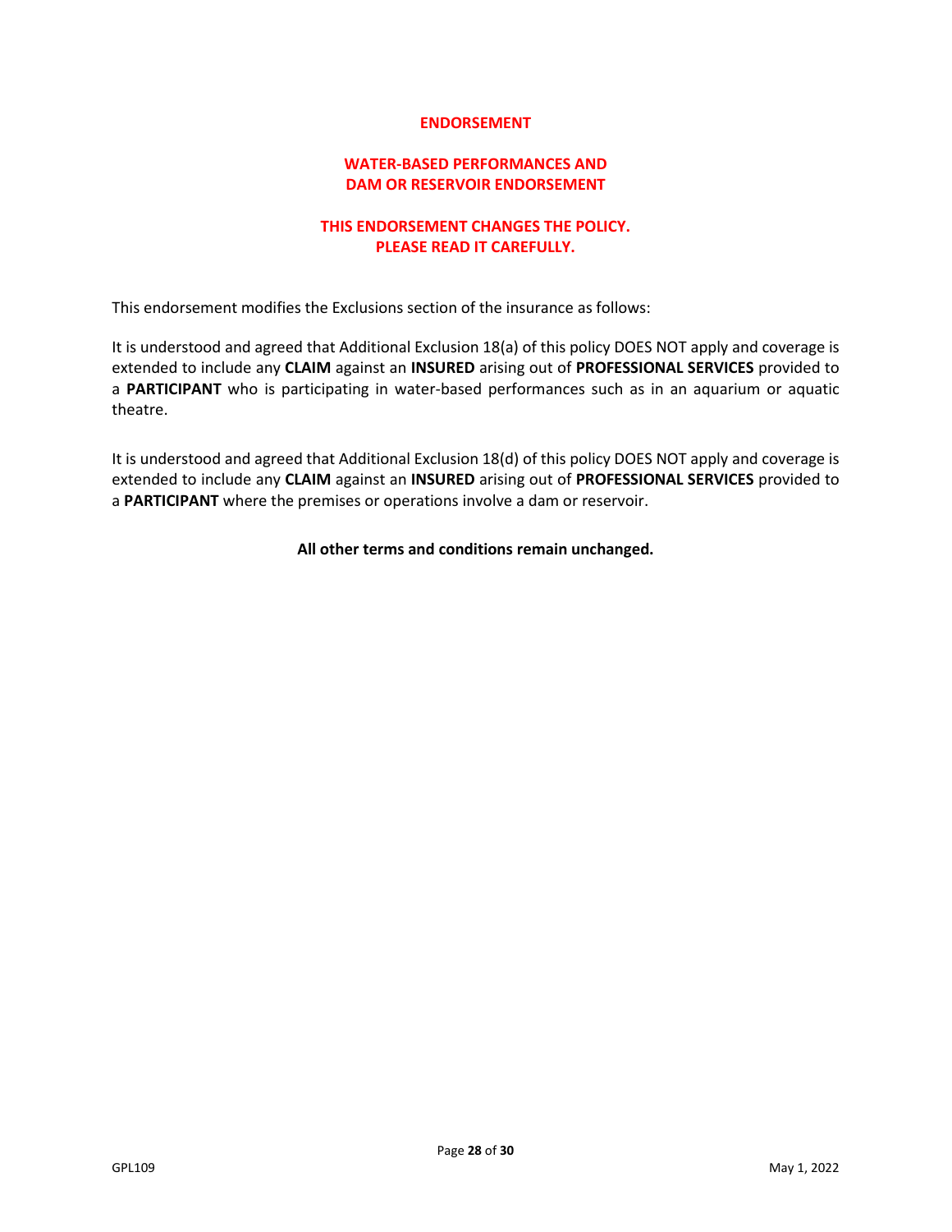# ENDORSEMENT

## WATER-BASED PERFORMANCES AND DAM OR RESERVOIR ENDORSEMENT

**THIS ENDORSEMENT CHANGES THE POLICY. PLEASE READ IT CAREFULLY.**

This endorsement modifies the Exclusions section of the insurance as follows:

It is understood and agreed that Additional Exclusion 18(a) of this policy DOES NOT apply and coverage is extended to include any **CLAIM** against an **INSURED** arising out of **PROFESSIONAL SERVICES** provided to a **PARTICIPANT** who is participating in water-based performances such as in an aquarium or aquatic theatre.

It is understood and agreed that Additional Exclusion 18(d) of this policy DOES NOT apply and coverage is extended to include any **CLAIM** against an **INSURED** arising out of **PROFESSIONAL SERVICES** provided to a **PARTICIPANT** where the premises or operations involve a dam or reservoir.

**All other terms and conditions remain unchanged.**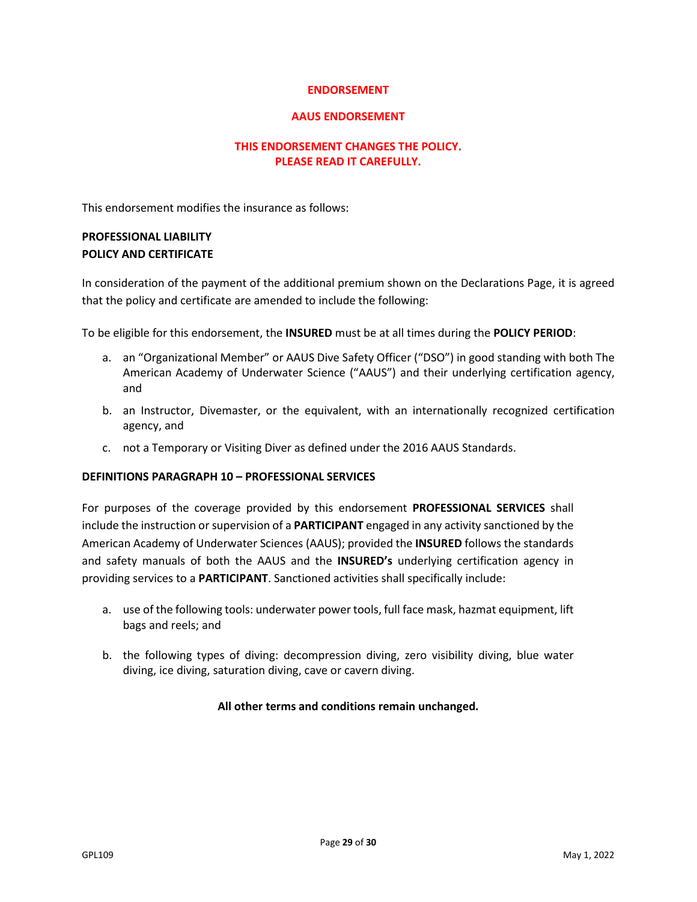## ENDORSEMENT

## AAUS ENDORSEMENT

**THIS ENDORSEMENT CHANGES THE POLICY.**
**PLEASE READ IT CAREFULLY.**

This endorsement modifies the insurance as follows:

**PROFESSIONAL LIABILITY**
**POLICY AND CERTIFICATE**

In consideration of the payment of the additional premium shown on the Declarations Page, it is agreed that the policy and certificate are amended to include the following:

To be eligible for this endorsement, the **INSURED** must be at all times during the **POLICY PERIOD**:

a. an "Organizational Member" or AAUS Dive Safety Officer ("DSO") in good standing with both The American Academy of Underwater Science ("AAUS") and their underlying certification agency, and

b. an Instructor, Divemaster, or the equivalent, with an internationally recognized certification agency, and

c. not a Temporary or Visiting Diver as defined under the 2016 AAUS Standards.

**DEFINITIONS PARAGRAPH 10 – PROFESSIONAL SERVICES**

For purposes of the coverage provided by this endorsement **PROFESSIONAL SERVICES** shall include the instruction or supervision of a **PARTICIPANT** engaged in any activity sanctioned by the American Academy of Underwater Sciences (AAUS); provided the **INSURED** follows the standards and safety manuals of both the AAUS and the **INSURED's** underlying certification agency in providing services to a **PARTICIPANT**. Sanctioned activities shall specifically include:

a. use of the following tools: underwater power tools, full face mask, hazmat equipment, lift bags and reels; and

b. the following types of diving: decompression diving, zero visibility diving, blue water diving, ice diving, saturation diving, cave or cavern diving.

**All other terms and conditions remain unchanged.**

GPL109 May 1, 2022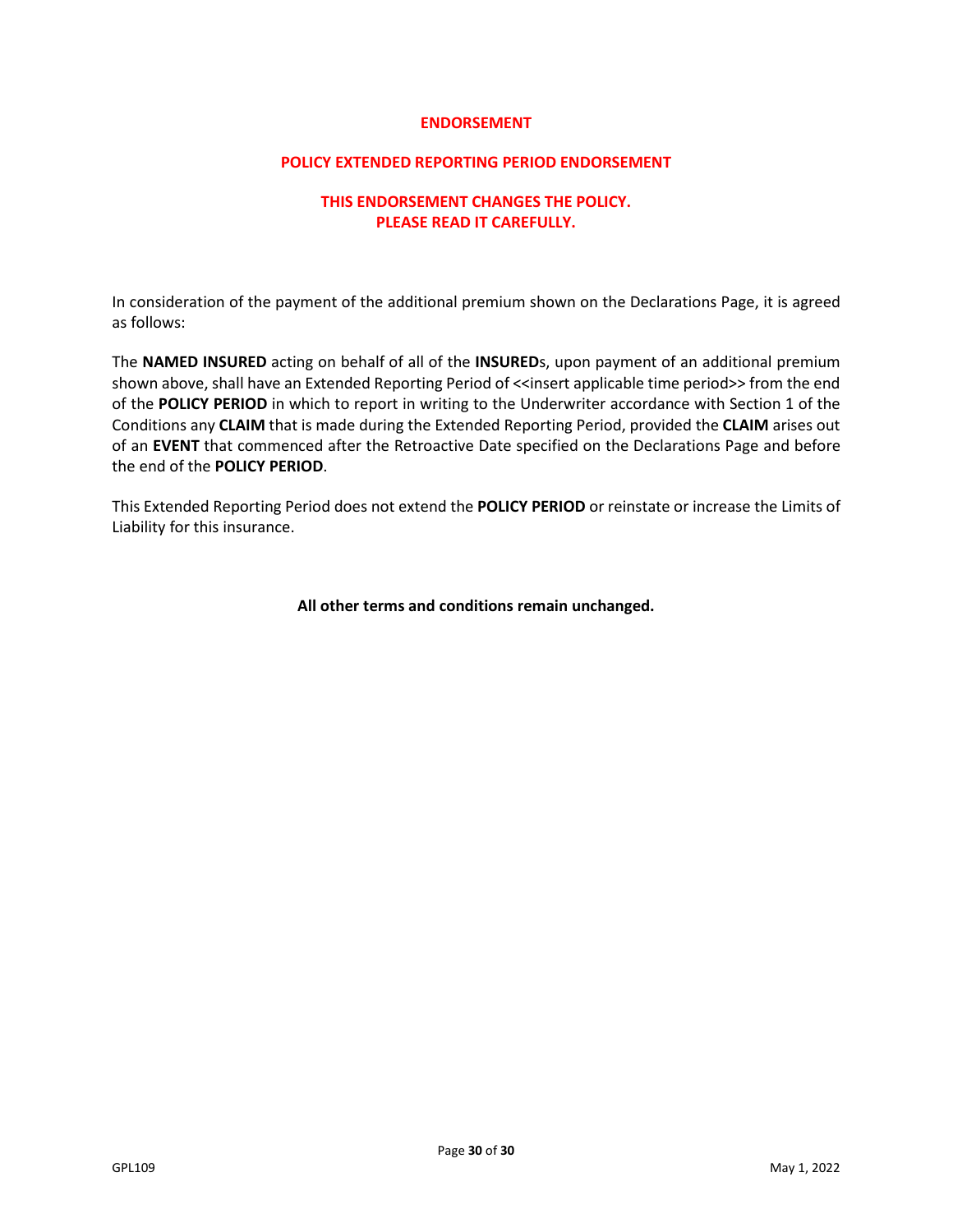# ENDORSEMENT

## POLICY EXTENDED REPORTING PERIOD ENDORSEMENT

**THIS ENDORSEMENT CHANGES THE POLICY.**
**PLEASE READ IT CAREFULLY.**

In consideration of the payment of the additional premium shown on the Declarations Page, it is agreed as follows:

The **NAMED INSURED** acting on behalf of all of the **INSURED**s, upon payment of an additional premium shown above, shall have an Extended Reporting Period of <<insert applicable time period>> from the end of the **POLICY PERIOD** in which to report in writing to the Underwriter accordance with Section 1 of the Conditions any **CLAIM** that is made during the Extended Reporting Period, provided the **CLAIM** arises out of an **EVENT** that commenced after the Retroactive Date specified on the Declarations Page and before the end of the **POLICY PERIOD**.

This Extended Reporting Period does not extend the **POLICY PERIOD** or reinstate or increase the Limits of Liability for this insurance.

**All other terms and conditions remain unchanged.**